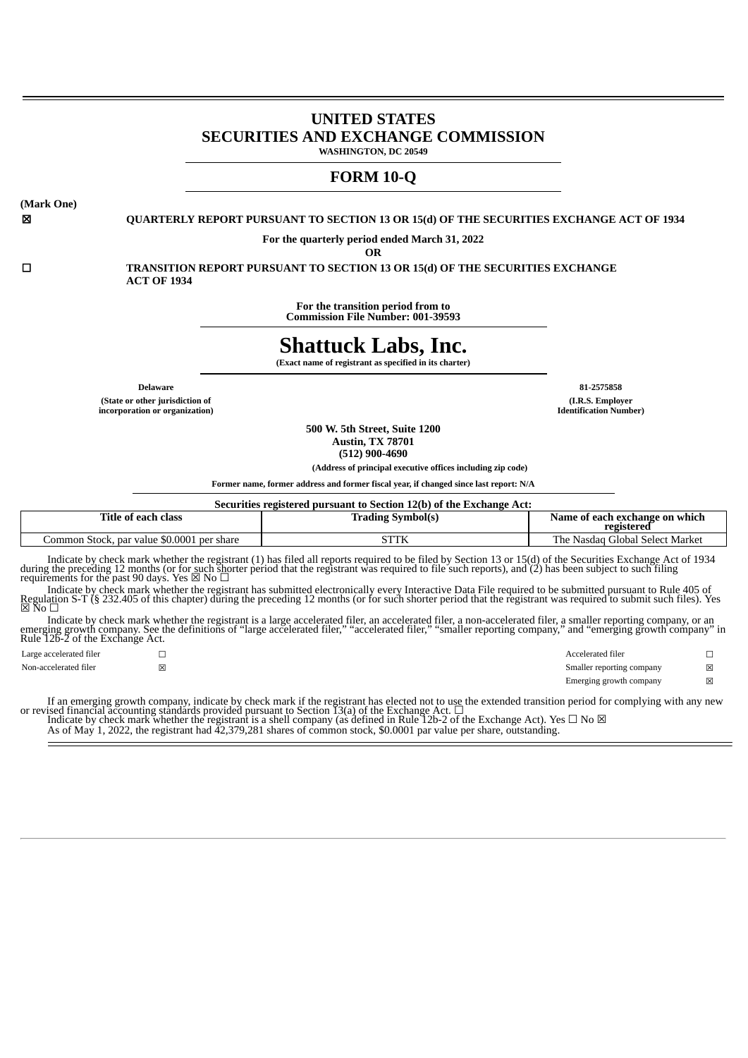# UNITED STATES
# SECURITIES AND EXCHANGE COMMISSION

**WASHINGTON, DC 20549**

## FORM 10-Q

**(Mark One)**

☒ **QUARTERLY REPORT PURSUANT TO SECTION 13 OR 15(d) OF THE SECURITIES EXCHANGE ACT OF 1934**

**For the quarterly period ended March 31, 2022**

**OR**

☐ **TRANSITION REPORT PURSUANT TO SECTION 13 OR 15(d) OF THE SECURITIES EXCHANGE ACT OF 1934**

**For the transition period from to**
**Commission File Number: 001-39593**

# Shattuck Labs, Inc.

**(Exact name of registrant as specified in its charter)**

| **Delaware** | **81-2575858** |
|---|---|
| **(State or other jurisdiction of incorporation or organization)** | **(I.R.S. Employer Identification Number)** |

**500 W. 5th Street, Suite 1200**
**Austin, TX 78701**
**(512) 900-4690**

**(Address of principal executive offices including zip code)**

**Former name, former address and former fiscal year, if changed since last report: N/A**

**Securities registered pursuant to Section 12(b) of the Exchange Act:**

| Title of each class | Trading Symbol(s) | Name of each exchange on which registered |
|---|---|---|
| Common Stock, par value $0.0001 per share | STTK | The Nasdaq Global Select Market |

Indicate by check mark whether the registrant (1) has filed all reports required to be filed by Section 13 or 15(d) of the Securities Exchange Act of 1934 during the preceding 12 months (or for such shorter period that the registrant was required to file such reports), and (2) has been subject to such filing requirements for the past 90 days. Yes ☒ No ☐

Indicate by check mark whether the registrant has submitted electronically every Interactive Data File required to be submitted pursuant to Rule 405 of Regulation S-T (§ 232.405 of this chapter) during the preceding 12 months (or for such shorter period that the registrant was required to submit such files). Yes ☒ No ☐

Indicate by check mark whether the registrant is a large accelerated filer, an accelerated filer, a non-accelerated filer, a smaller reporting company, or an emerging growth company. See the definitions of "large accelerated filer," "accelerated filer," "smaller reporting company," and "emerging growth company" in Rule 12b-2 of the Exchange Act.

| | | | |
|---|---|---|---|
| Large accelerated filer | ☐ | Accelerated filer | ☐ |
| Non-accelerated filer | ☒ | Smaller reporting company | ☒ |
| | | Emerging growth company | ☒ |

If an emerging growth company, indicate by check mark if the registrant has elected not to use the extended transition period for complying with any new or revised financial accounting standards provided pursuant to Section 13(a) of the Exchange Act. ☐

Indicate by check mark whether the registrant is a shell company (as defined in Rule 12b-2 of the Exchange Act). Yes ☐ No ☒

As of May 1, 2022, the registrant had 42,379,281 shares of common stock, $0.0001 par value per share, outstanding.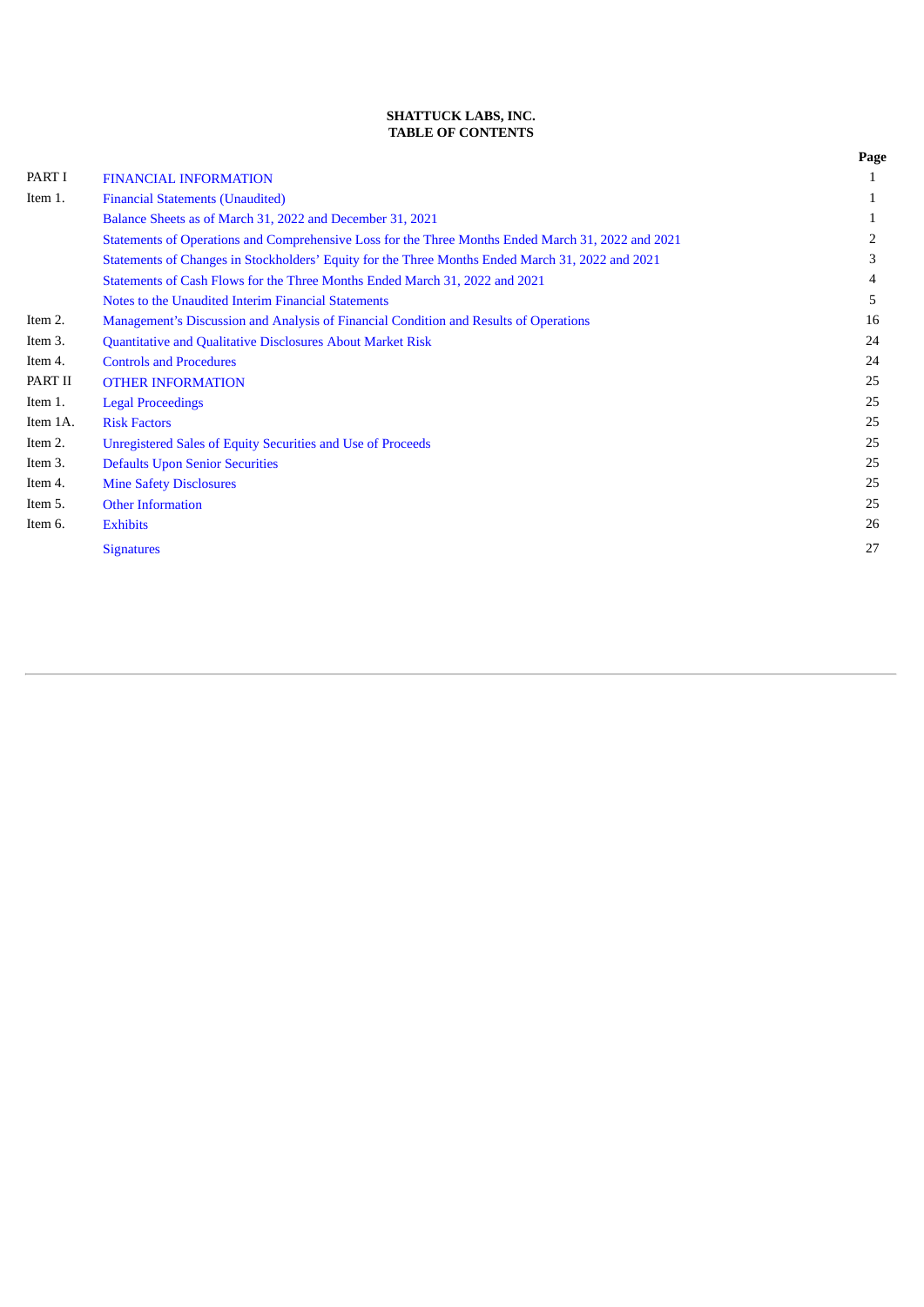**SHATTUCK LABS, INC.**
**TABLE OF CONTENTS**

| | | Page |
|---|---|---|
| PART I | FINANCIAL INFORMATION | 1 |
| Item 1. | Financial Statements (Unaudited) | 1 |
| | Balance Sheets as of March 31, 2022 and December 31, 2021 | 1 |
| | Statements of Operations and Comprehensive Loss for the Three Months Ended March 31, 2022 and 2021 | 2 |
| | Statements of Changes in Stockholders' Equity for the Three Months Ended March 31, 2022 and 2021 | 3 |
| | Statements of Cash Flows for the Three Months Ended March 31, 2022 and 2021 | 4 |
| | Notes to the Unaudited Interim Financial Statements | 5 |
| Item 2. | Management's Discussion and Analysis of Financial Condition and Results of Operations | 16 |
| Item 3. | Quantitative and Qualitative Disclosures About Market Risk | 24 |
| Item 4. | Controls and Procedures | 24 |
| PART II | OTHER INFORMATION | 25 |
| Item 1. | Legal Proceedings | 25 |
| Item 1A. | Risk Factors | 25 |
| Item 2. | Unregistered Sales of Equity Securities and Use of Proceeds | 25 |
| Item 3. | Defaults Upon Senior Securities | 25 |
| Item 4. | Mine Safety Disclosures | 25 |
| Item 5. | Other Information | 25 |
| Item 6. | Exhibits | 26 |
| | Signatures | 27 |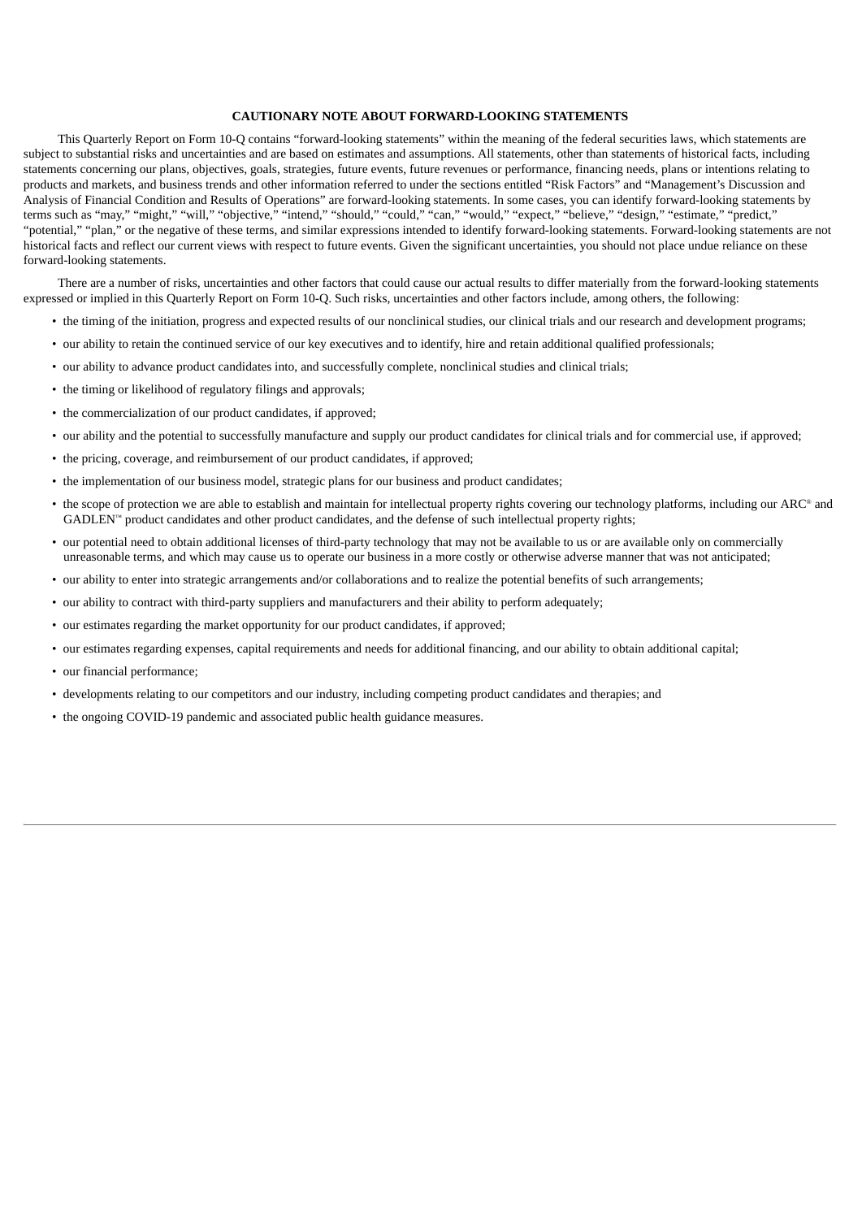## CAUTIONARY NOTE ABOUT FORWARD-LOOKING STATEMENTS

This Quarterly Report on Form 10-Q contains "forward-looking statements" within the meaning of the federal securities laws, which statements are subject to substantial risks and uncertainties and are based on estimates and assumptions. All statements, other than statements of historical facts, including statements concerning our plans, objectives, goals, strategies, future events, future revenues or performance, financing needs, plans or intentions relating to products and markets, and business trends and other information referred to under the sections entitled "Risk Factors" and "Management's Discussion and Analysis of Financial Condition and Results of Operations" are forward-looking statements. In some cases, you can identify forward-looking statements by terms such as "may," "might," "will," "objective," "intend," "should," "could," "can," "would," "expect," "believe," "design," "estimate," "predict," "potential," "plan," or the negative of these terms, and similar expressions intended to identify forward-looking statements. Forward-looking statements are not historical facts and reflect our current views with respect to future events. Given the significant uncertainties, you should not place undue reliance on these forward-looking statements.

There are a number of risks, uncertainties and other factors that could cause our actual results to differ materially from the forward-looking statements expressed or implied in this Quarterly Report on Form 10-Q. Such risks, uncertainties and other factors include, among others, the following:

- the timing of the initiation, progress and expected results of our nonclinical studies, our clinical trials and our research and development programs;
- our ability to retain the continued service of our key executives and to identify, hire and retain additional qualified professionals;
- our ability to advance product candidates into, and successfully complete, nonclinical studies and clinical trials;
- the timing or likelihood of regulatory filings and approvals;
- the commercialization of our product candidates, if approved;
- our ability and the potential to successfully manufacture and supply our product candidates for clinical trials and for commercial use, if approved;
- the pricing, coverage, and reimbursement of our product candidates, if approved;
- the implementation of our business model, strategic plans for our business and product candidates;
- the scope of protection we are able to establish and maintain for intellectual property rights covering our technology platforms, including our ARC® and GADLEN™ product candidates and other product candidates, and the defense of such intellectual property rights;
- our potential need to obtain additional licenses of third-party technology that may not be available to us or are available only on commercially unreasonable terms, and which may cause us to operate our business in a more costly or otherwise adverse manner that was not anticipated;
- our ability to enter into strategic arrangements and/or collaborations and to realize the potential benefits of such arrangements;
- our ability to contract with third-party suppliers and manufacturers and their ability to perform adequately;
- our estimates regarding the market opportunity for our product candidates, if approved;
- our estimates regarding expenses, capital requirements and needs for additional financing, and our ability to obtain additional capital;
- our financial performance;
- developments relating to our competitors and our industry, including competing product candidates and therapies; and
- the ongoing COVID-19 pandemic and associated public health guidance measures.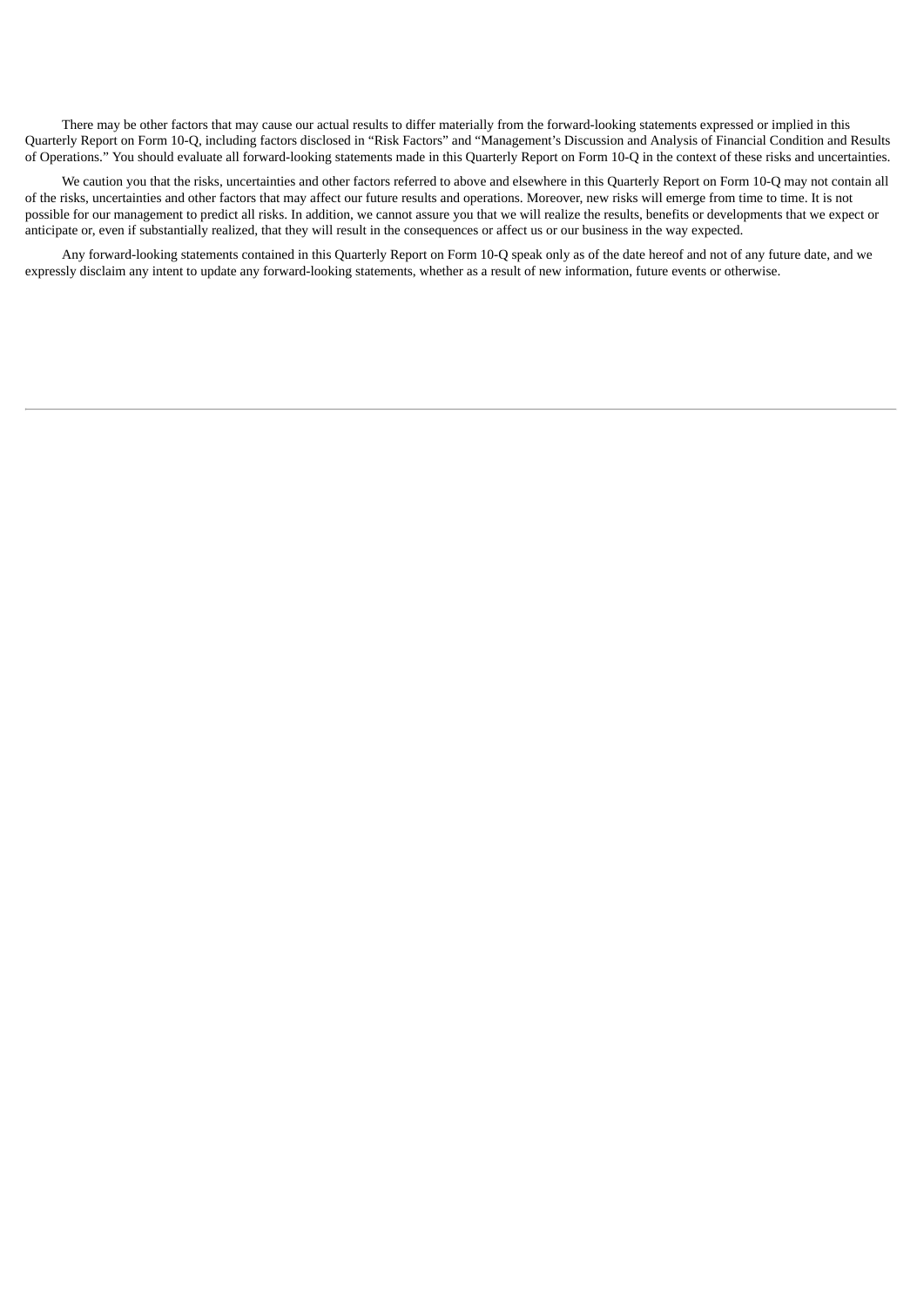There may be other factors that may cause our actual results to differ materially from the forward-looking statements expressed or implied in this Quarterly Report on Form 10-Q, including factors disclosed in "Risk Factors" and "Management's Discussion and Analysis of Financial Condition and Results of Operations." You should evaluate all forward-looking statements made in this Quarterly Report on Form 10-Q in the context of these risks and uncertainties.

We caution you that the risks, uncertainties and other factors referred to above and elsewhere in this Quarterly Report on Form 10-Q may not contain all of the risks, uncertainties and other factors that may affect our future results and operations. Moreover, new risks will emerge from time to time. It is not possible for our management to predict all risks. In addition, we cannot assure you that we will realize the results, benefits or developments that we expect or anticipate or, even if substantially realized, that they will result in the consequences or affect us or our business in the way expected.

Any forward-looking statements contained in this Quarterly Report on Form 10-Q speak only as of the date hereof and not of any future date, and we expressly disclaim any intent to update any forward-looking statements, whether as a result of new information, future events or otherwise.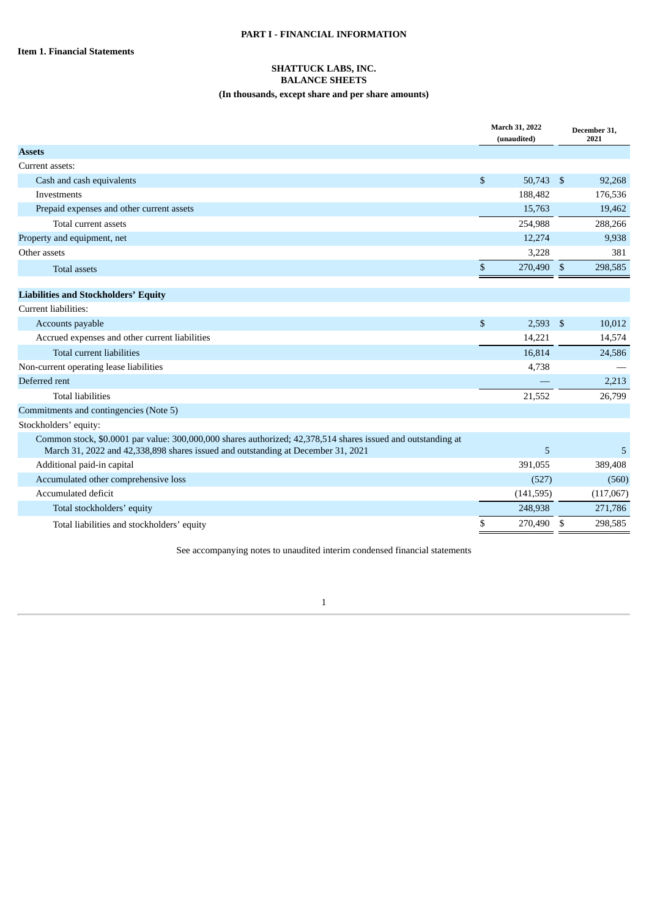# PART I - FINANCIAL INFORMATION

## Item 1. Financial Statements

### SHATTUCK LABS, INC.
### BALANCE SHEETS
### (In thousands, except share and per share amounts)

| | March 31, 2022 (unaudited) | December 31, 2021 |
|---|---|---|
| **Assets** | | |
| Current assets: | | |
| Cash and cash equivalents | $ 50,743 | $ 92,268 |
| Investments | 188,482 | 176,536 |
| Prepaid expenses and other current assets | 15,763 | 19,462 |
| Total current assets | 254,988 | 288,266 |
| Property and equipment, net | 12,274 | 9,938 |
| Other assets | 3,228 | 381 |
| Total assets | $ 270,490 | $ 298,585 |
| **Liabilities and Stockholders' Equity** | | |
| Current liabilities: | | |
| Accounts payable | $ 2,593 | $ 10,012 |
| Accrued expenses and other current liabilities | 14,221 | 14,574 |
| Total current liabilities | 16,814 | 24,586 |
| Non-current operating lease liabilities | 4,738 | — |
| Deferred rent | — | 2,213 |
| Total liabilities | 21,552 | 26,799 |
| Commitments and contingencies (Note 5) | | |
| Stockholders' equity: | | |
| Common stock, $0.0001 par value: 300,000,000 shares authorized; 42,378,514 shares issued and outstanding at March 31, 2022 and 42,338,898 shares issued and outstanding at December 31, 2021 | 5 | 5 |
| Additional paid-in capital | 391,055 | 389,408 |
| Accumulated other comprehensive loss | (527) | (560) |
| Accumulated deficit | (141,595) | (117,067) |
| Total stockholders' equity | 248,938 | 271,786 |
| Total liabilities and stockholders' equity | $ 270,490 | $ 298,585 |

See accompanying notes to unaudited interim condensed financial statements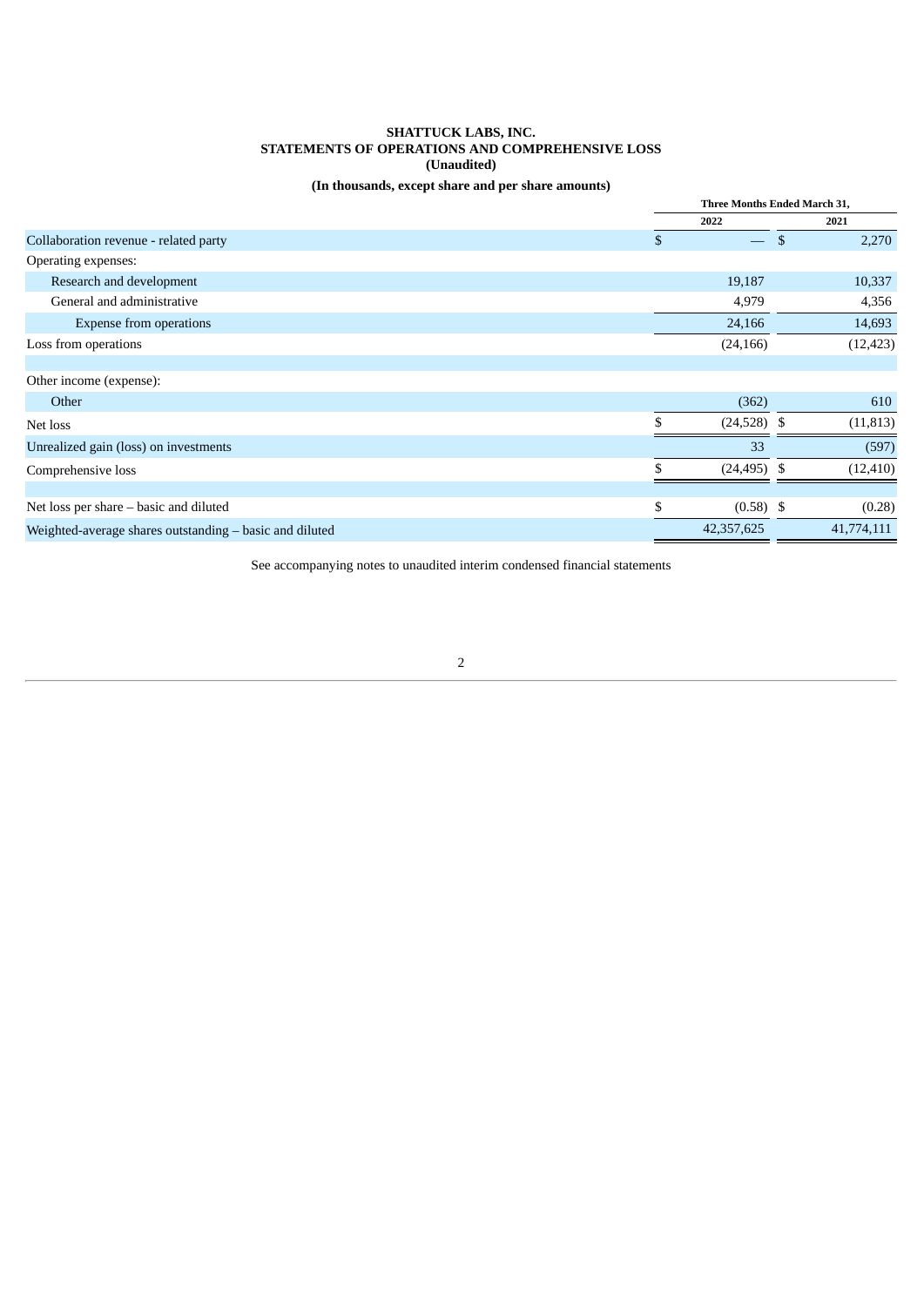**SHATTUCK LABS, INC.**
**STATEMENTS OF OPERATIONS AND COMPREHENSIVE LOSS**
**(Unaudited)**

**(In thousands, except share and per share amounts)**

| | Three Months Ended March 31, | |
|---|---|---|
| | 2022 | 2021 |
| Collaboration revenue - related party | $ — | $ 2,270 |
| Operating expenses: | | |
| Research and development | 19,187 | 10,337 |
| General and administrative | 4,979 | 4,356 |
| Expense from operations | 24,166 | 14,693 |
| Loss from operations | (24,166) | (12,423) |
| | | |
| Other income (expense): | | |
| Other | (362) | 610 |
| Net loss | $ (24,528) | $ (11,813) |
| Unrealized gain (loss) on investments | 33 | (597) |
| Comprehensive loss | $ (24,495) | $ (12,410) |
| | | |
| Net loss per share – basic and diluted | $ (0.58) | $ (0.28) |
| Weighted-average shares outstanding – basic and diluted | 42,357,625 | 41,774,111 |

See accompanying notes to unaudited interim condensed financial statements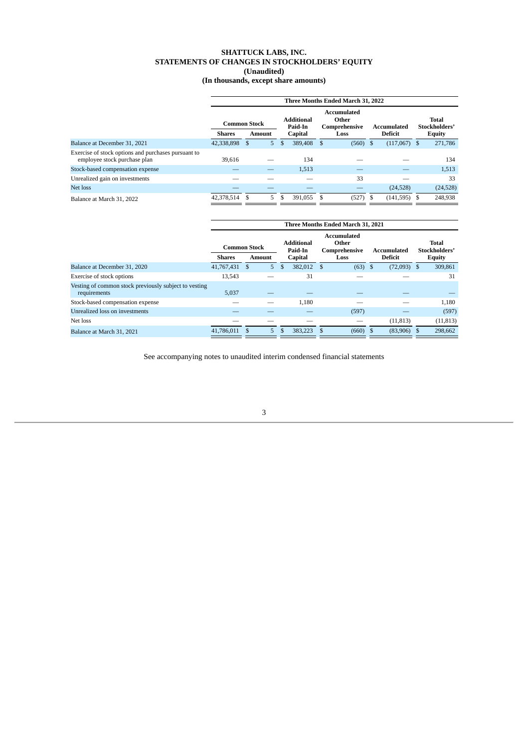# SHATTUCK LABS, INC.
## STATEMENTS OF CHANGES IN STOCKHOLDERS' EQUITY
### (Unaudited)
### (In thousands, except share amounts)

| | Three Months Ended March 31, 2022 | | | | | | |
|---|---|---|---|---|---|---|---|
| | Common Stock | | Additional Paid-In | Accumulated Other Comprehensive | Accumulated | Total Stockholders' |
| | Shares | Amount | Capital | Loss | Deficit | Equity |
| Balance at December 31, 2021 | 42,338,898 | $ 5 | $ 389,408 | $ (560) | $ (117,067) | $ 271,786 |
| Exercise of stock options and purchases pursuant to employee stock purchase plan | 39,616 | — | 134 | — | — | 134 |
| Stock-based compensation expense | — | — | 1,513 | — | — | 1,513 |
| Unrealized gain on investments | — | — | — | 33 | — | 33 |
| Net loss | — | — | — | — | (24,528) | (24,528) |
| Balance at March 31, 2022 | 42,378,514 | $ 5 | $ 391,055 | $ (527) | $ (141,595) | $ 248,938 |

| | Three Months Ended March 31, 2021 | | | | | |
|---|---|---|---|---|---|---|
| | Common Stock | | Additional Paid-In | Accumulated Other Comprehensive | Accumulated | Total Stockholders' |
| | Shares | Amount | Capital | Loss | Deficit | Equity |
| Balance at December 31, 2020 | 41,767,431 | $ 5 | $ 382,012 | $ (63) | $ (72,093) | $ 309,861 |
| Exercise of stock options | 13,543 | — | 31 | — | — | 31 |
| Vesting of common stock previously subject to vesting requirements | 5,037 | — | — | — | — | — |
| Stock-based compensation expense | — | — | 1,180 | — | — | 1,180 |
| Unrealized loss on investments | — | — | — | (597) | — | (597) |
| Net loss | — | — | — | — | (11,813) | (11,813) |
| Balance at March 31, 2021 | 41,786,011 | $ 5 | $ 383,223 | $ (660) | $ (83,906) | $ 298,662 |

See accompanying notes to unaudited interim condensed financial statements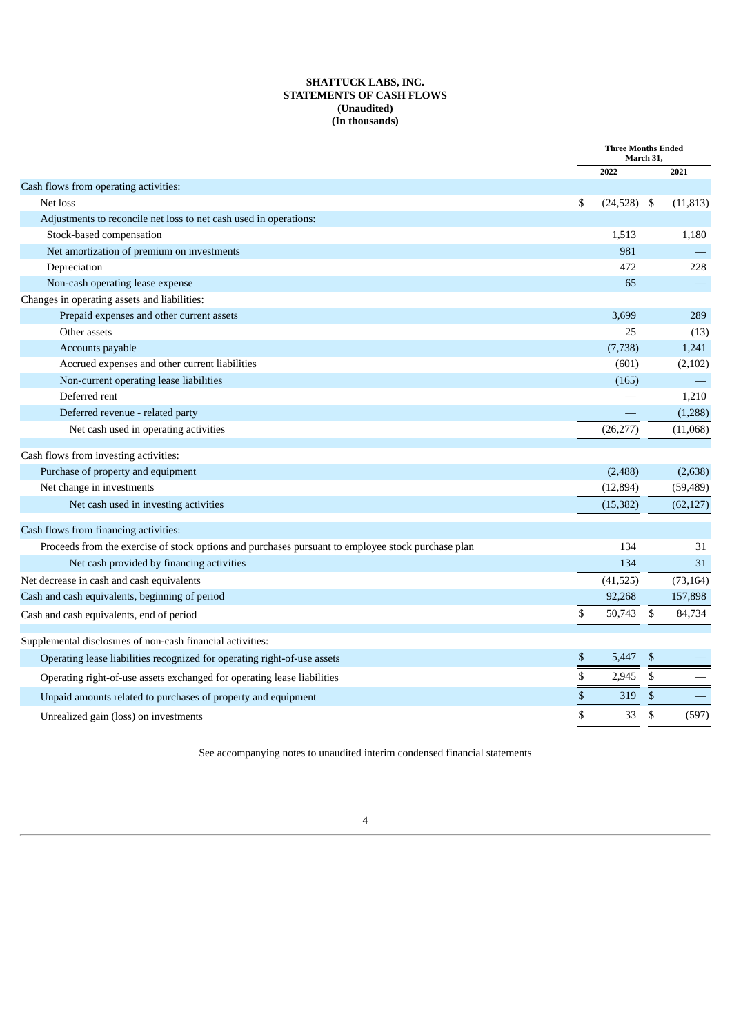**SHATTUCK LABS, INC.**
**STATEMENTS OF CASH FLOWS**
**(Unaudited)**
**(In thousands)**

| | Three Months Ended March 31, | |
|---|---|---|
| | 2022 | 2021 |
| Cash flows from operating activities: | | |
| Net loss | $ (24,528) | $ (11,813) |
| Adjustments to reconcile net loss to net cash used in operations: | | |
| Stock-based compensation | 1,513 | 1,180 |
| Net amortization of premium on investments | 981 | — |
| Depreciation | 472 | 228 |
| Non-cash operating lease expense | 65 | — |
| Changes in operating assets and liabilities: | | |
| Prepaid expenses and other current assets | 3,699 | 289 |
| Other assets | 25 | (13) |
| Accounts payable | (7,738) | 1,241 |
| Accrued expenses and other current liabilities | (601) | (2,102) |
| Non-current operating lease liabilities | (165) | — |
| Deferred rent | — | 1,210 |
| Deferred revenue - related party | — | (1,288) |
| Net cash used in operating activities | (26,277) | (11,068) |
| Cash flows from investing activities: | | |
| Purchase of property and equipment | (2,488) | (2,638) |
| Net change in investments | (12,894) | (59,489) |
| Net cash used in investing activities | (15,382) | (62,127) |
| Cash flows from financing activities: | | |
| Proceeds from the exercise of stock options and purchases pursuant to employee stock purchase plan | 134 | 31 |
| Net cash provided by financing activities | 134 | 31 |
| Net decrease in cash and cash equivalents | (41,525) | (73,164) |
| Cash and cash equivalents, beginning of period | 92,268 | 157,898 |
| Cash and cash equivalents, end of period | $ 50,743 | $ 84,734 |
| Supplemental disclosures of non-cash financial activities: | | |
| Operating lease liabilities recognized for operating right-of-use assets | $ 5,447 | $ — |
| Operating right-of-use assets exchanged for operating lease liabilities | $ 2,945 | $ — |
| Unpaid amounts related to purchases of property and equipment | $ 319 | $ — |
| Unrealized gain (loss) on investments | $ 33 | $ (597) |

See accompanying notes to unaudited interim condensed financial statements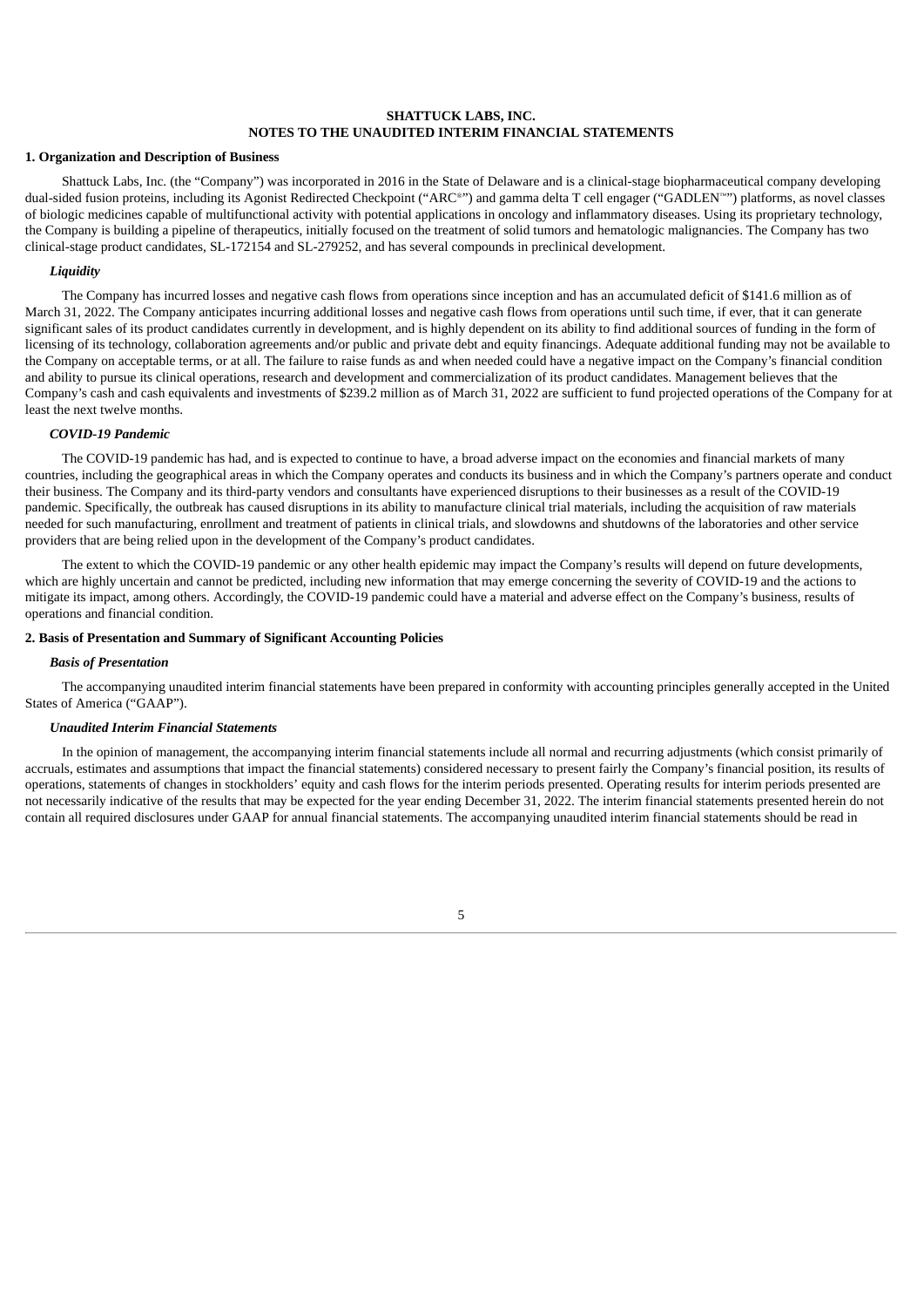**SHATTUCK LABS, INC.**
**NOTES TO THE UNAUDITED INTERIM FINANCIAL STATEMENTS**

**1. Organization and Description of Business**

Shattuck Labs, Inc. (the "Company") was incorporated in 2016 in the State of Delaware and is a clinical-stage biopharmaceutical company developing dual-sided fusion proteins, including its Agonist Redirected Checkpoint ("ARC®") and gamma delta T cell engager ("GADLEN™") platforms, as novel classes of biologic medicines capable of multifunctional activity with potential applications in oncology and inflammatory diseases. Using its proprietary technology, the Company is building a pipeline of therapeutics, initially focused on the treatment of solid tumors and hematologic malignancies. The Company has two clinical-stage product candidates, SL-172154 and SL-279252, and has several compounds in preclinical development.

***Liquidity***

The Company has incurred losses and negative cash flows from operations since inception and has an accumulated deficit of $141.6 million as of March 31, 2022. The Company anticipates incurring additional losses and negative cash flows from operations until such time, if ever, that it can generate significant sales of its product candidates currently in development, and is highly dependent on its ability to find additional sources of funding in the form of licensing of its technology, collaboration agreements and/or public and private debt and equity financings. Adequate additional funding may not be available to the Company on acceptable terms, or at all. The failure to raise funds as and when needed could have a negative impact on the Company's financial condition and ability to pursue its clinical operations, research and development and commercialization of its product candidates. Management believes that the Company's cash and cash equivalents and investments of $239.2 million as of March 31, 2022 are sufficient to fund projected operations of the Company for at least the next twelve months.

***COVID-19 Pandemic***

The COVID-19 pandemic has had, and is expected to continue to have, a broad adverse impact on the economies and financial markets of many countries, including the geographical areas in which the Company operates and conducts its business and in which the Company's partners operate and conduct their business. The Company and its third-party vendors and consultants have experienced disruptions to their businesses as a result of the COVID-19 pandemic. Specifically, the outbreak has caused disruptions in its ability to manufacture clinical trial materials, including the acquisition of raw materials needed for such manufacturing, enrollment and treatment of patients in clinical trials, and slowdowns and shutdowns of the laboratories and other service providers that are being relied upon in the development of the Company's product candidates.

The extent to which the COVID-19 pandemic or any other health epidemic may impact the Company's results will depend on future developments, which are highly uncertain and cannot be predicted, including new information that may emerge concerning the severity of COVID-19 and the actions to mitigate its impact, among others. Accordingly, the COVID-19 pandemic could have a material and adverse effect on the Company's business, results of operations and financial condition.

**2. Basis of Presentation and Summary of Significant Accounting Policies**

***Basis of Presentation***

The accompanying unaudited interim financial statements have been prepared in conformity with accounting principles generally accepted in the United States of America ("GAAP").

***Unaudited Interim Financial Statements***

In the opinion of management, the accompanying interim financial statements include all normal and recurring adjustments (which consist primarily of accruals, estimates and assumptions that impact the financial statements) considered necessary to present fairly the Company's financial position, its results of operations, statements of changes in stockholders' equity and cash flows for the interim periods presented. Operating results for interim periods presented are not necessarily indicative of the results that may be expected for the year ending December 31, 2022. The interim financial statements presented herein do not contain all required disclosures under GAAP for annual financial statements. The accompanying unaudited interim financial statements should be read in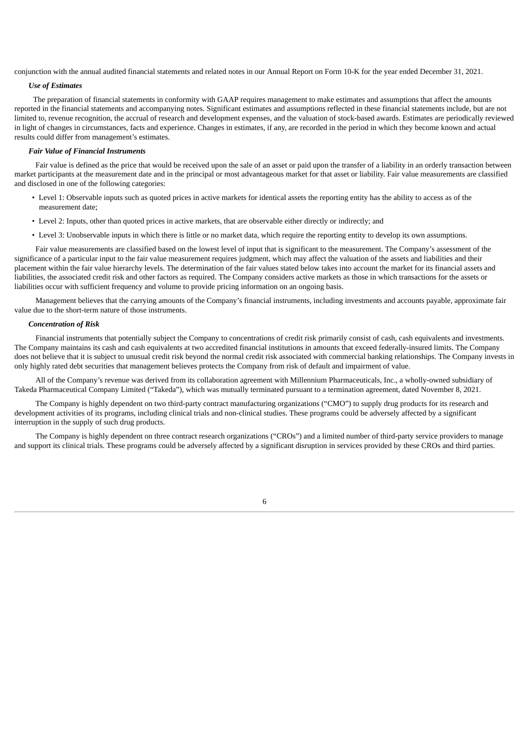conjunction with the annual audited financial statements and related notes in our Annual Report on Form 10-K for the year ended December 31, 2021.

***Use of Estimates***

The preparation of financial statements in conformity with GAAP requires management to make estimates and assumptions that affect the amounts reported in the financial statements and accompanying notes. Significant estimates and assumptions reflected in these financial statements include, but are not limited to, revenue recognition, the accrual of research and development expenses, and the valuation of stock-based awards. Estimates are periodically reviewed in light of changes in circumstances, facts and experience. Changes in estimates, if any, are recorded in the period in which they become known and actual results could differ from management's estimates.

***Fair Value of Financial Instruments***

Fair value is defined as the price that would be received upon the sale of an asset or paid upon the transfer of a liability in an orderly transaction between market participants at the measurement date and in the principal or most advantageous market for that asset or liability. Fair value measurements are classified and disclosed in one of the following categories:

- Level 1: Observable inputs such as quoted prices in active markets for identical assets the reporting entity has the ability to access as of the measurement date;
- Level 2: Inputs, other than quoted prices in active markets, that are observable either directly or indirectly; and
- Level 3: Unobservable inputs in which there is little or no market data, which require the reporting entity to develop its own assumptions.

Fair value measurements are classified based on the lowest level of input that is significant to the measurement. The Company's assessment of the significance of a particular input to the fair value measurement requires judgment, which may affect the valuation of the assets and liabilities and their placement within the fair value hierarchy levels. The determination of the fair values stated below takes into account the market for its financial assets and liabilities, the associated credit risk and other factors as required. The Company considers active markets as those in which transactions for the assets or liabilities occur with sufficient frequency and volume to provide pricing information on an ongoing basis.

Management believes that the carrying amounts of the Company's financial instruments, including investments and accounts payable, approximate fair value due to the short-term nature of those instruments.

***Concentration of Risk***

Financial instruments that potentially subject the Company to concentrations of credit risk primarily consist of cash, cash equivalents and investments. The Company maintains its cash and cash equivalents at two accredited financial institutions in amounts that exceed federally-insured limits. The Company does not believe that it is subject to unusual credit risk beyond the normal credit risk associated with commercial banking relationships. The Company invests in only highly rated debt securities that management believes protects the Company from risk of default and impairment of value.

All of the Company's revenue was derived from its collaboration agreement with Millennium Pharmaceuticals, Inc., a wholly-owned subsidiary of Takeda Pharmaceutical Company Limited ("Takeda"), which was mutually terminated pursuant to a termination agreement, dated November 8, 2021.

The Company is highly dependent on two third-party contract manufacturing organizations ("CMO") to supply drug products for its research and development activities of its programs, including clinical trials and non-clinical studies. These programs could be adversely affected by a significant interruption in the supply of such drug products.

The Company is highly dependent on three contract research organizations ("CROs") and a limited number of third-party service providers to manage and support its clinical trials. These programs could be adversely affected by a significant disruption in services provided by these CROs and third parties.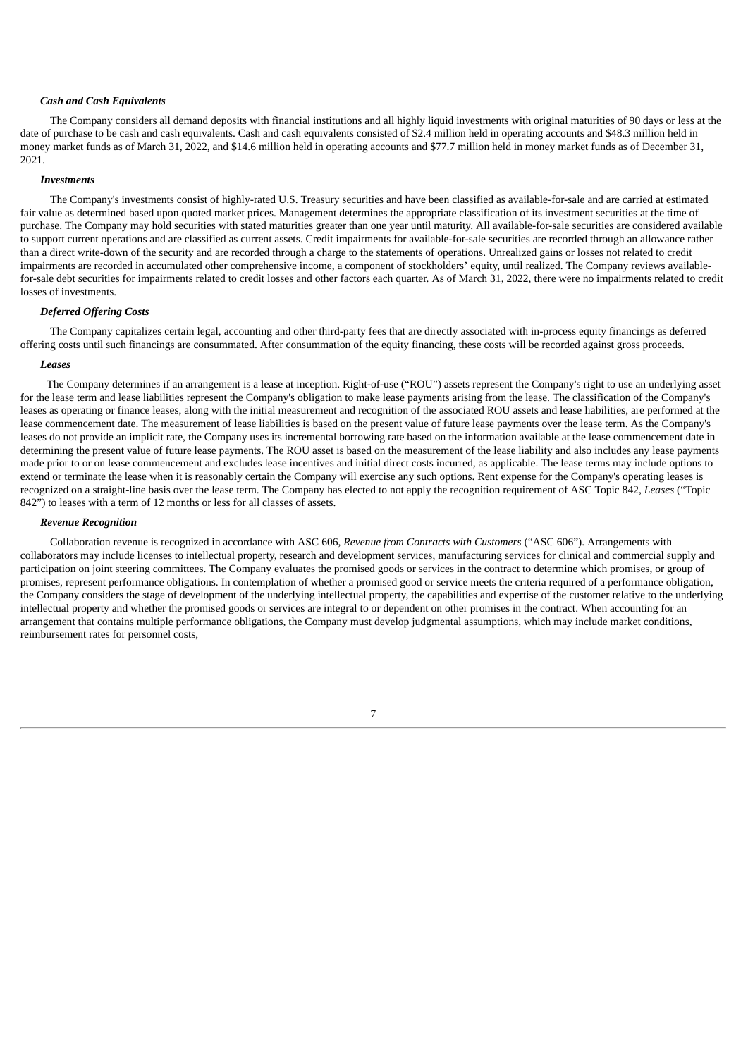***Cash and Cash Equivalents***

The Company considers all demand deposits with financial institutions and all highly liquid investments with original maturities of 90 days or less at the date of purchase to be cash and cash equivalents. Cash and cash equivalents consisted of $2.4 million held in operating accounts and $48.3 million held in money market funds as of March 31, 2022, and $14.6 million held in operating accounts and $77.7 million held in money market funds as of December 31, 2021.

***Investments***

The Company's investments consist of highly-rated U.S. Treasury securities and have been classified as available-for-sale and are carried at estimated fair value as determined based upon quoted market prices. Management determines the appropriate classification of its investment securities at the time of purchase. The Company may hold securities with stated maturities greater than one year until maturity. All available-for-sale securities are considered available to support current operations and are classified as current assets. Credit impairments for available-for-sale securities are recorded through an allowance rather than a direct write-down of the security and are recorded through a charge to the statements of operations. Unrealized gains or losses not related to credit impairments are recorded in accumulated other comprehensive income, a component of stockholders' equity, until realized. The Company reviews available-for-sale debt securities for impairments related to credit losses and other factors each quarter. As of March 31, 2022, there were no impairments related to credit losses of investments.

***Deferred Offering Costs***

The Company capitalizes certain legal, accounting and other third-party fees that are directly associated with in-process equity financings as deferred offering costs until such financings are consummated. After consummation of the equity financing, these costs will be recorded against gross proceeds.

***Leases***

The Company determines if an arrangement is a lease at inception. Right-of-use ("ROU") assets represent the Company's right to use an underlying asset for the lease term and lease liabilities represent the Company's obligation to make lease payments arising from the lease. The classification of the Company's leases as operating or finance leases, along with the initial measurement and recognition of the associated ROU assets and lease liabilities, are performed at the lease commencement date. The measurement of lease liabilities is based on the present value of future lease payments over the lease term. As the Company's leases do not provide an implicit rate, the Company uses its incremental borrowing rate based on the information available at the lease commencement date in determining the present value of future lease payments. The ROU asset is based on the measurement of the lease liability and also includes any lease payments made prior to or on lease commencement and excludes lease incentives and initial direct costs incurred, as applicable. The lease terms may include options to extend or terminate the lease when it is reasonably certain the Company will exercise any such options. Rent expense for the Company's operating leases is recognized on a straight-line basis over the lease term. The Company has elected to not apply the recognition requirement of ASC Topic 842, *Leases* ("Topic 842") to leases with a term of 12 months or less for all classes of assets.

***Revenue Recognition***

Collaboration revenue is recognized in accordance with ASC 606, *Revenue from Contracts with Customers* ("ASC 606"). Arrangements with collaborators may include licenses to intellectual property, research and development services, manufacturing services for clinical and commercial supply and participation on joint steering committees. The Company evaluates the promised goods or services in the contract to determine which promises, or group of promises, represent performance obligations. In contemplation of whether a promised good or service meets the criteria required of a performance obligation, the Company considers the stage of development of the underlying intellectual property, the capabilities and expertise of the customer relative to the underlying intellectual property and whether the promised goods or services are integral to or dependent on other promises in the contract. When accounting for an arrangement that contains multiple performance obligations, the Company must develop judgmental assumptions, which may include market conditions, reimbursement rates for personnel costs,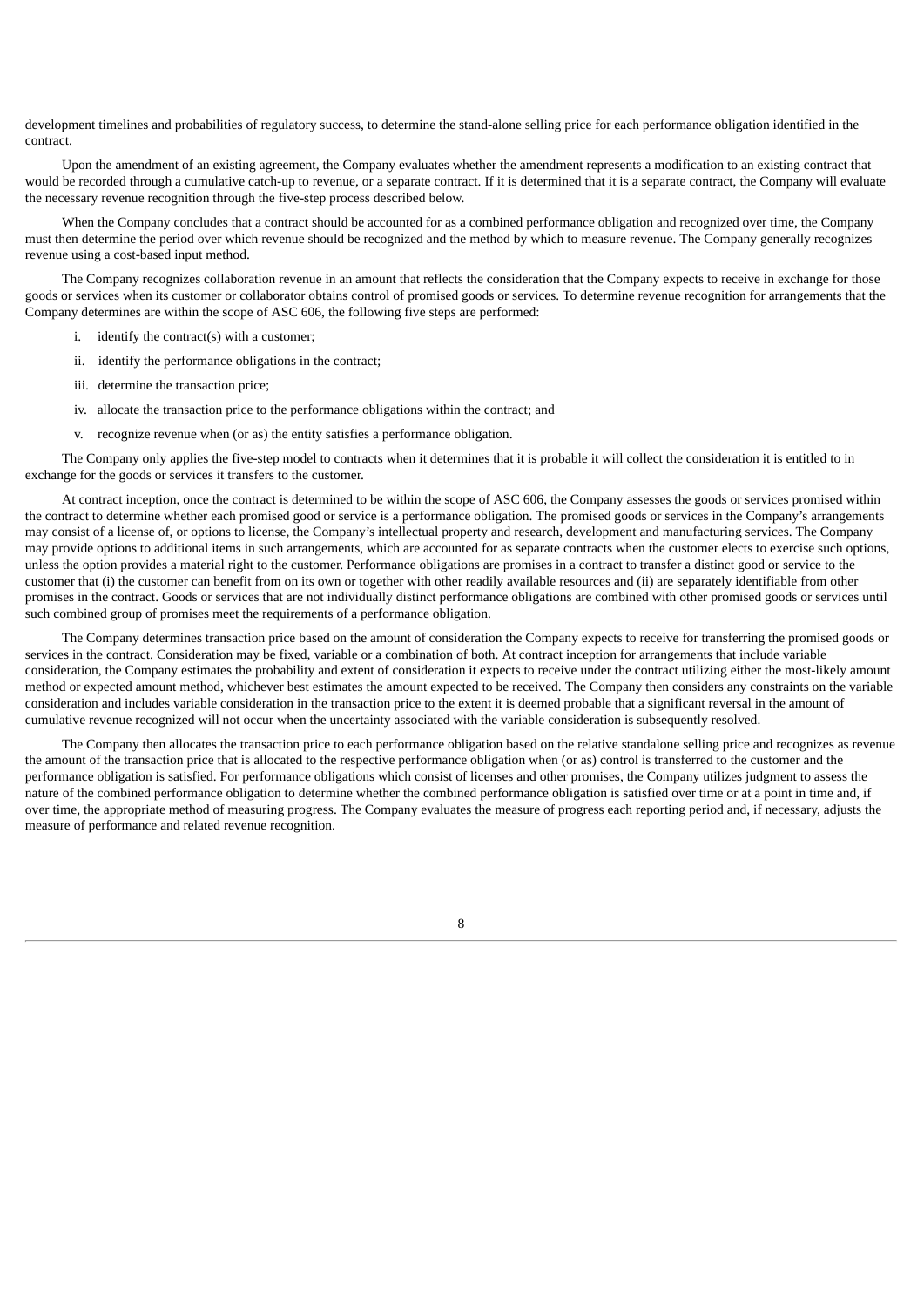development timelines and probabilities of regulatory success, to determine the stand-alone selling price for each performance obligation identified in the contract.

Upon the amendment of an existing agreement, the Company evaluates whether the amendment represents a modification to an existing contract that would be recorded through a cumulative catch-up to revenue, or a separate contract. If it is determined that it is a separate contract, the Company will evaluate the necessary revenue recognition through the five-step process described below.

When the Company concludes that a contract should be accounted for as a combined performance obligation and recognized over time, the Company must then determine the period over which revenue should be recognized and the method by which to measure revenue. The Company generally recognizes revenue using a cost-based input method.

The Company recognizes collaboration revenue in an amount that reflects the consideration that the Company expects to receive in exchange for those goods or services when its customer or collaborator obtains control of promised goods or services. To determine revenue recognition for arrangements that the Company determines are within the scope of ASC 606, the following five steps are performed:

i. identify the contract(s) with a customer;

ii. identify the performance obligations in the contract;

iii. determine the transaction price;

iv. allocate the transaction price to the performance obligations within the contract; and

v. recognize revenue when (or as) the entity satisfies a performance obligation.

The Company only applies the five-step model to contracts when it determines that it is probable it will collect the consideration it is entitled to in exchange for the goods or services it transfers to the customer.

At contract inception, once the contract is determined to be within the scope of ASC 606, the Company assesses the goods or services promised within the contract to determine whether each promised good or service is a performance obligation. The promised goods or services in the Company's arrangements may consist of a license of, or options to license, the Company's intellectual property and research, development and manufacturing services. The Company may provide options to additional items in such arrangements, which are accounted for as separate contracts when the customer elects to exercise such options, unless the option provides a material right to the customer. Performance obligations are promises in a contract to transfer a distinct good or service to the customer that (i) the customer can benefit from on its own or together with other readily available resources and (ii) are separately identifiable from other promises in the contract. Goods or services that are not individually distinct performance obligations are combined with other promised goods or services until such combined group of promises meet the requirements of a performance obligation.

The Company determines transaction price based on the amount of consideration the Company expects to receive for transferring the promised goods or services in the contract. Consideration may be fixed, variable or a combination of both. At contract inception for arrangements that include variable consideration, the Company estimates the probability and extent of consideration it expects to receive under the contract utilizing either the most-likely amount method or expected amount method, whichever best estimates the amount expected to be received. The Company then considers any constraints on the variable consideration and includes variable consideration in the transaction price to the extent it is deemed probable that a significant reversal in the amount of cumulative revenue recognized will not occur when the uncertainty associated with the variable consideration is subsequently resolved.

The Company then allocates the transaction price to each performance obligation based on the relative standalone selling price and recognizes as revenue the amount of the transaction price that is allocated to the respective performance obligation when (or as) control is transferred to the customer and the performance obligation is satisfied. For performance obligations which consist of licenses and other promises, the Company utilizes judgment to assess the nature of the combined performance obligation to determine whether the combined performance obligation is satisfied over time or at a point in time and, if over time, the appropriate method of measuring progress. The Company evaluates the measure of progress each reporting period and, if necessary, adjusts the measure of performance and related revenue recognition.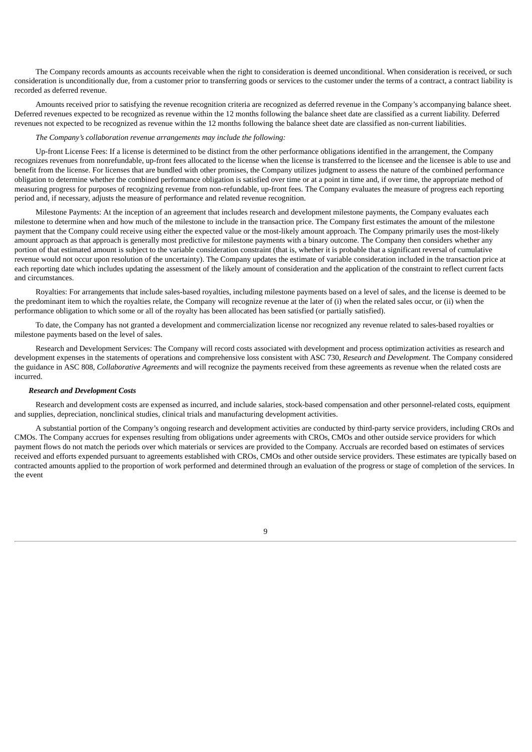The Company records amounts as accounts receivable when the right to consideration is deemed unconditional. When consideration is received, or such consideration is unconditionally due, from a customer prior to transferring goods or services to the customer under the terms of a contract, a contract liability is recorded as deferred revenue.

Amounts received prior to satisfying the revenue recognition criteria are recognized as deferred revenue in the Company's accompanying balance sheet. Deferred revenues expected to be recognized as revenue within the 12 months following the balance sheet date are classified as a current liability. Deferred revenues not expected to be recognized as revenue within the 12 months following the balance sheet date are classified as non-current liabilities.

*The Company's collaboration revenue arrangements may include the following:*

Up-front License Fees: If a license is determined to be distinct from the other performance obligations identified in the arrangement, the Company recognizes revenues from nonrefundable, up-front fees allocated to the license when the license is transferred to the licensee and the licensee is able to use and benefit from the license. For licenses that are bundled with other promises, the Company utilizes judgment to assess the nature of the combined performance obligation to determine whether the combined performance obligation is satisfied over time or at a point in time and, if over time, the appropriate method of measuring progress for purposes of recognizing revenue from non-refundable, up-front fees. The Company evaluates the measure of progress each reporting period and, if necessary, adjusts the measure of performance and related revenue recognition.

Milestone Payments: At the inception of an agreement that includes research and development milestone payments, the Company evaluates each milestone to determine when and how much of the milestone to include in the transaction price. The Company first estimates the amount of the milestone payment that the Company could receive using either the expected value or the most-likely amount approach. The Company primarily uses the most-likely amount approach as that approach is generally most predictive for milestone payments with a binary outcome. The Company then considers whether any portion of that estimated amount is subject to the variable consideration constraint (that is, whether it is probable that a significant reversal of cumulative revenue would not occur upon resolution of the uncertainty). The Company updates the estimate of variable consideration included in the transaction price at each reporting date which includes updating the assessment of the likely amount of consideration and the application of the constraint to reflect current facts and circumstances.

Royalties: For arrangements that include sales-based royalties, including milestone payments based on a level of sales, and the license is deemed to be the predominant item to which the royalties relate, the Company will recognize revenue at the later of (i) when the related sales occur, or (ii) when the performance obligation to which some or all of the royalty has been allocated has been satisfied (or partially satisfied).

To date, the Company has not granted a development and commercialization license nor recognized any revenue related to sales-based royalties or milestone payments based on the level of sales.

Research and Development Services: The Company will record costs associated with development and process optimization activities as research and development expenses in the statements of operations and comprehensive loss consistent with ASC 730, *Research and Development.* The Company considered the guidance in ASC 808, *Collaborative Agreements* and will recognize the payments received from these agreements as revenue when the related costs are incurred.

***Research and Development Costs***

Research and development costs are expensed as incurred, and include salaries, stock-based compensation and other personnel-related costs, equipment and supplies, depreciation, nonclinical studies, clinical trials and manufacturing development activities.

A substantial portion of the Company's ongoing research and development activities are conducted by third-party service providers, including CROs and CMOs. The Company accrues for expenses resulting from obligations under agreements with CROs, CMOs and other outside service providers for which payment flows do not match the periods over which materials or services are provided to the Company. Accruals are recorded based on estimates of services received and efforts expended pursuant to agreements established with CROs, CMOs and other outside service providers. These estimates are typically based on contracted amounts applied to the proportion of work performed and determined through an evaluation of the progress or stage of completion of the services. In the event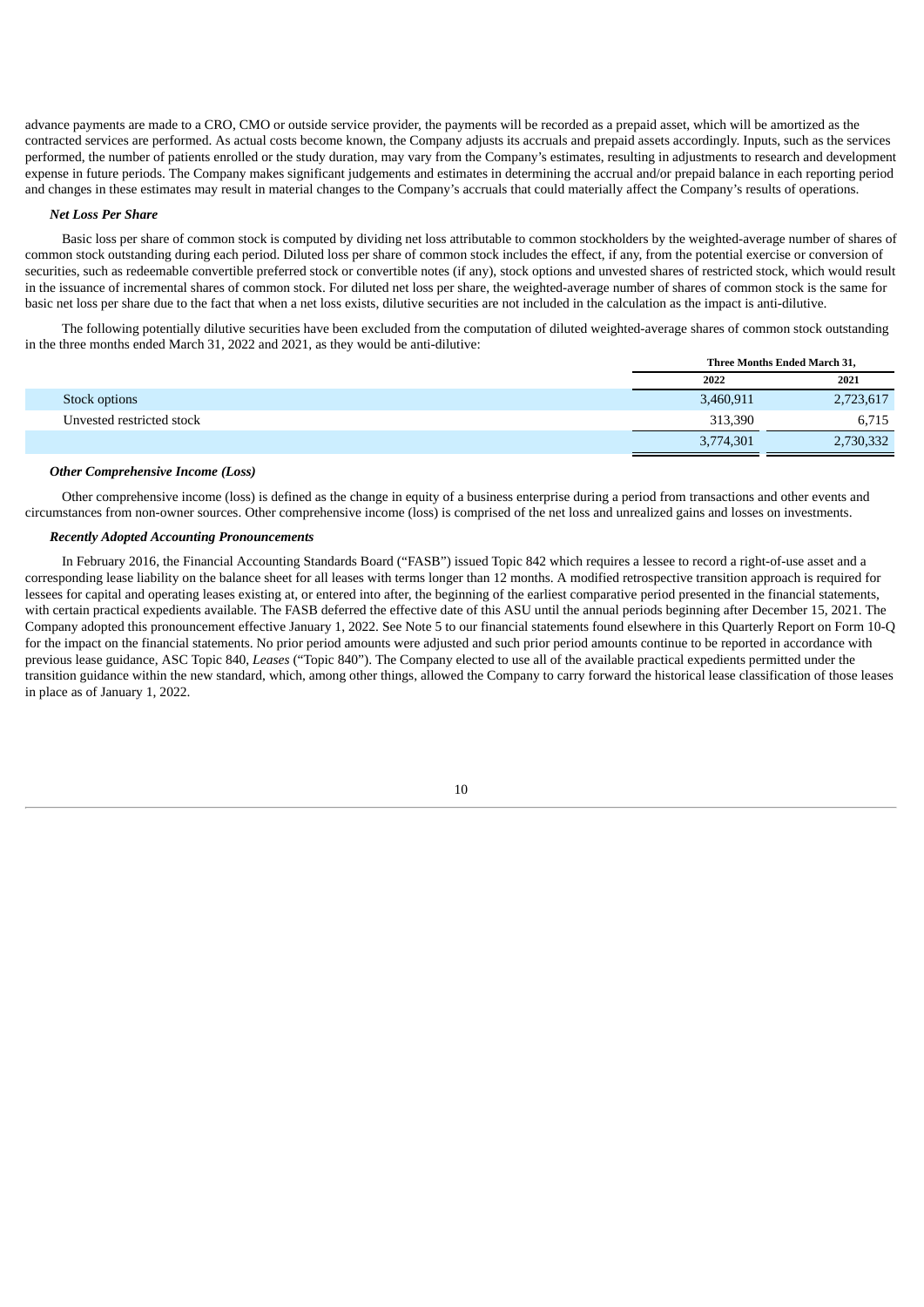advance payments are made to a CRO, CMO or outside service provider, the payments will be recorded as a prepaid asset, which will be amortized as the contracted services are performed. As actual costs become known, the Company adjusts its accruals and prepaid assets accordingly. Inputs, such as the services performed, the number of patients enrolled or the study duration, may vary from the Company's estimates, resulting in adjustments to research and development expense in future periods. The Company makes significant judgements and estimates in determining the accrual and/or prepaid balance in each reporting period and changes in these estimates may result in material changes to the Company's accruals that could materially affect the Company's results of operations.

***Net Loss Per Share***

Basic loss per share of common stock is computed by dividing net loss attributable to common stockholders by the weighted-average number of shares of common stock outstanding during each period. Diluted loss per share of common stock includes the effect, if any, from the potential exercise or conversion of securities, such as redeemable convertible preferred stock or convertible notes (if any), stock options and unvested shares of restricted stock, which would result in the issuance of incremental shares of common stock. For diluted net loss per share, the weighted-average number of shares of common stock is the same for basic net loss per share due to the fact that when a net loss exists, dilutive securities are not included in the calculation as the impact is anti-dilutive.

The following potentially dilutive securities have been excluded from the computation of diluted weighted-average shares of common stock outstanding in the three months ended March 31, 2022 and 2021, as they would be anti-dilutive:

| | Three Months Ended March 31, | |
|---|---|---|
| | 2022 | 2021 |
| Stock options | 3,460,911 | 2,723,617 |
| Unvested restricted stock | 313,390 | 6,715 |
| | 3,774,301 | 2,730,332 |

***Other Comprehensive Income (Loss)***

Other comprehensive income (loss) is defined as the change in equity of a business enterprise during a period from transactions and other events and circumstances from non-owner sources. Other comprehensive income (loss) is comprised of the net loss and unrealized gains and losses on investments.

***Recently Adopted Accounting Pronouncements***

In February 2016, the Financial Accounting Standards Board ("FASB") issued Topic 842 which requires a lessee to record a right-of-use asset and a corresponding lease liability on the balance sheet for all leases with terms longer than 12 months. A modified retrospective transition approach is required for lessees for capital and operating leases existing at, or entered into after, the beginning of the earliest comparative period presented in the financial statements, with certain practical expedients available. The FASB deferred the effective date of this ASU until the annual periods beginning after December 15, 2021. The Company adopted this pronouncement effective January 1, 2022. See Note 5 to our financial statements found elsewhere in this Quarterly Report on Form 10-Q for the impact on the financial statements. No prior period amounts were adjusted and such prior period amounts continue to be reported in accordance with previous lease guidance, ASC Topic 840, *Leases* ("Topic 840"). The Company elected to use all of the available practical expedients permitted under the transition guidance within the new standard, which, among other things, allowed the Company to carry forward the historical lease classification of those leases in place as of January 1, 2022.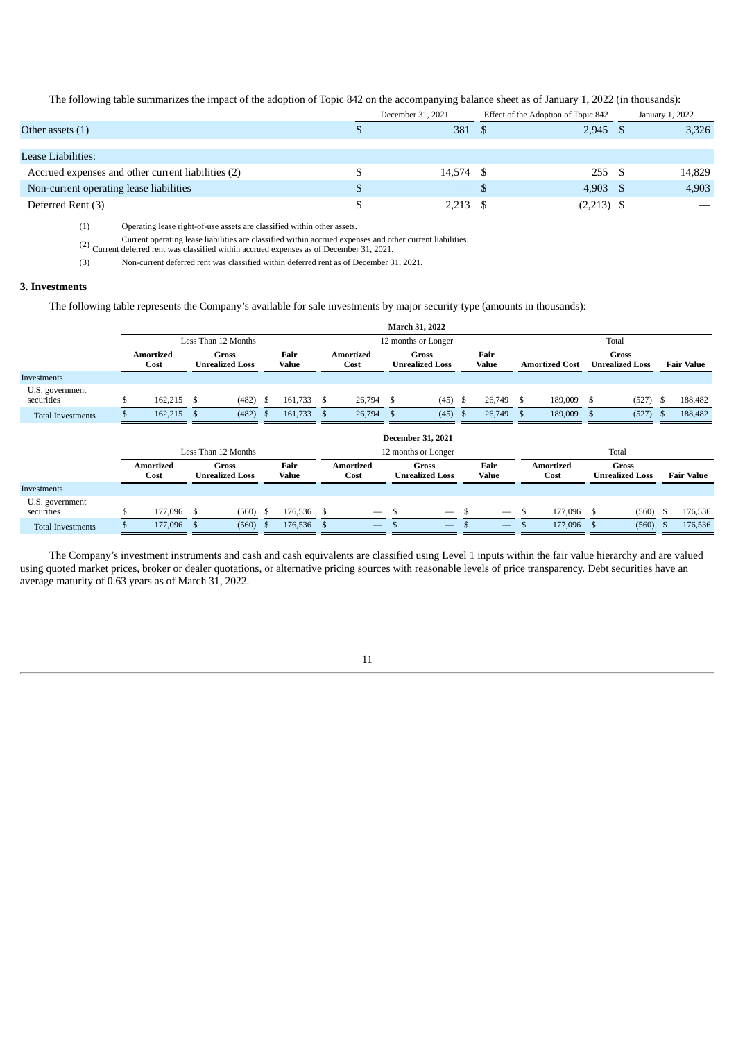The following table summarizes the impact of the adoption of Topic 842 on the accompanying balance sheet as of January 1, 2022 (in thousands):

| | December 31, 2021 | Effect of the Adoption of Topic 842 | January 1, 2022 |
|---|---|---|---|
| Other assets (1) | $ 381 | $ 2,945 | $ 3,326 |
| Lease Liabilities: | | | |
| Accrued expenses and other current liabilities (2) | $ 14,574 | $ 255 | $ 14,829 |
| Non-current operating lease liabilities | $ — | $ 4,903 | $ 4,903 |
| Deferred Rent (3) | $ 2,213 | $ (2,213) | $ — |

(1) Operating lease right-of-use assets are classified within other assets.

(2) Current operating lease liabilities are classified within accrued expenses and other current liabilities. Current deferred rent was classified within accrued expenses as of December 31, 2021.

(3) Non-current deferred rent was classified within deferred rent as of December 31, 2021.

### 3. Investments

The following table represents the Company's available for sale investments by major security type (amounts in thousands):

| | March 31, 2022 | | | | | | | | |
|---|---|---|---|---|---|---|---|---|---|
| | Less Than 12 Months | | | 12 months or Longer | | | Total | | |
| | Amortized Cost | Gross Unrealized Loss | Fair Value | Amortized Cost | Gross Unrealized Loss | Fair Value | Amortized Cost | Gross Unrealized Loss | Fair Value |
| Investments | | | | | | | | | |
| U.S. government securities | $ 162,215 | $ (482) | $ 161,733 | $ 26,794 | $ (45) | $ 26,749 | $ 189,009 | $ (527) | $ 188,482 |
| Total Investments | $ 162,215 | $ (482) | $ 161,733 | $ 26,794 | $ (45) | $ 26,749 | $ 189,009 | $ (527) | $ 188,482 |

| | December 31, 2021 | | | | | | | | |
|---|---|---|---|---|---|---|---|---|---|
| | Less Than 12 Months | | | 12 months or Longer | | | Total | | |
| | Amortized Cost | Gross Unrealized Loss | Fair Value | Amortized Cost | Gross Unrealized Loss | Fair Value | Amortized Cost | Gross Unrealized Loss | Fair Value |
| Investments | | | | | | | | | |
| U.S. government securities | $ 177,096 | $ (560) | $ 176,536 | $ — | $ — | $ — | $ 177,096 | $ (560) | $ 176,536 |
| Total Investments | $ 177,096 | $ (560) | $ 176,536 | $ — | $ — | $ — | $ 177,096 | $ (560) | $ 176,536 |

The Company's investment instruments and cash and cash equivalents are classified using Level 1 inputs within the fair value hierarchy and are valued using quoted market prices, broker or dealer quotations, or alternative pricing sources with reasonable levels of price transparency. Debt securities have an average maturity of 0.63 years as of March 31, 2022.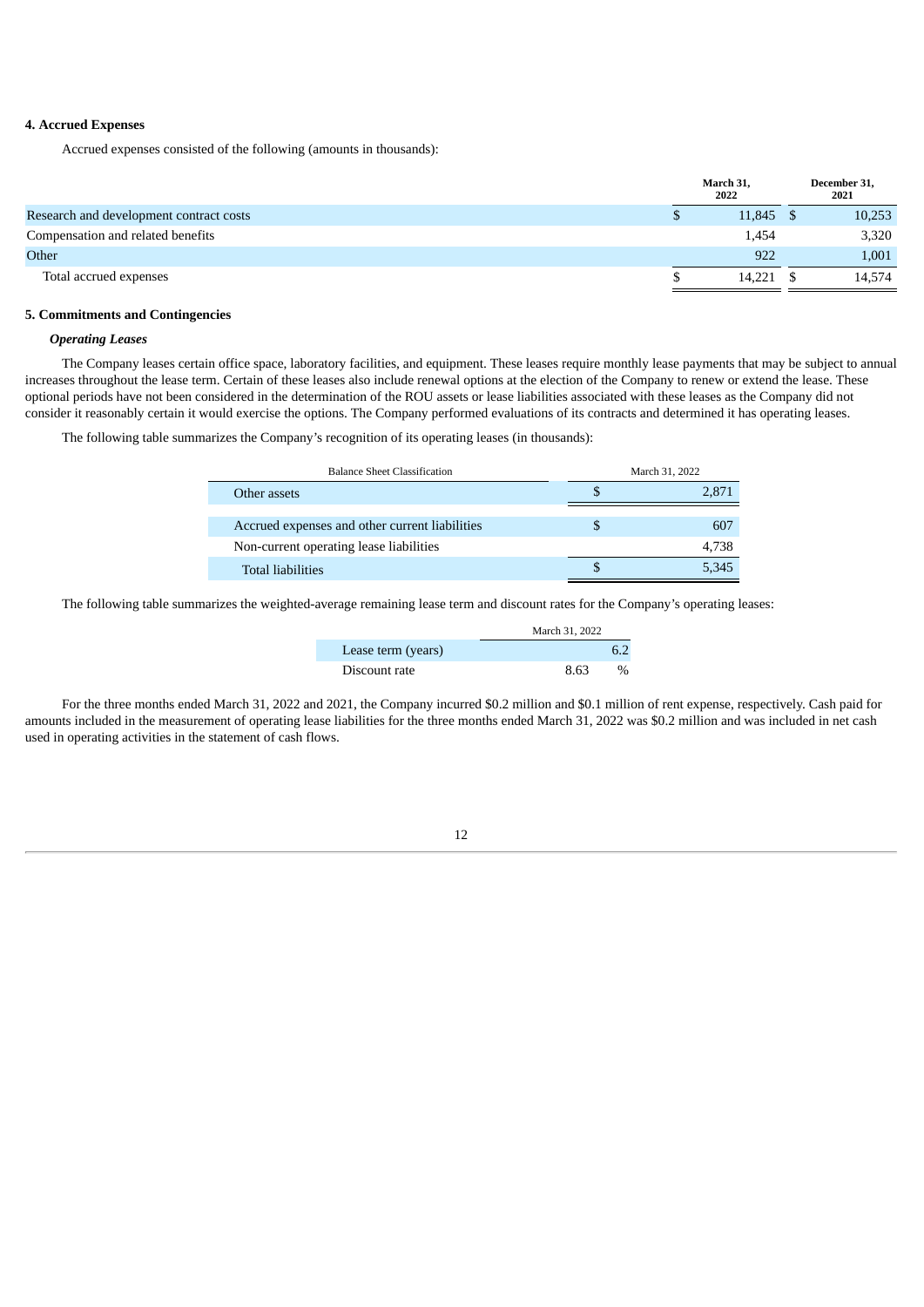### 4. Accrued Expenses

Accrued expenses consisted of the following (amounts in thousands):

| | March 31, 2022 | December 31, 2021 |
|---|---|---|
| Research and development contract costs | $ 11,845 | $ 10,253 |
| Compensation and related benefits | 1,454 | 3,320 |
| Other | 922 | 1,001 |
| Total accrued expenses | $ 14,221 | $ 14,574 |

### 5. Commitments and Contingencies

***Operating Leases***

The Company leases certain office space, laboratory facilities, and equipment. These leases require monthly lease payments that may be subject to annual increases throughout the lease term. Certain of these leases also include renewal options at the election of the Company to renew or extend the lease. These optional periods have not been considered in the determination of the ROU assets or lease liabilities associated with these leases as the Company did not consider it reasonably certain it would exercise the options. The Company performed evaluations of its contracts and determined it has operating leases.

The following table summarizes the Company's recognition of its operating leases (in thousands):

| Balance Sheet Classification | March 31, 2022 |
|---|---|
| Other assets | $ 2,871 |
| | |
| Accrued expenses and other current liabilities | $ 607 |
| Non-current operating lease liabilities | 4,738 |
| Total liabilities | $ 5,345 |

The following table summarizes the weighted-average remaining lease term and discount rates for the Company's operating leases:

| | March 31, 2022 |
|---|---|
| Lease term (years) | 6.2 |
| Discount rate | 8.63 % |

For the three months ended March 31, 2022 and 2021, the Company incurred $0.2 million and $0.1 million of rent expense, respectively. Cash paid for amounts included in the measurement of operating lease liabilities for the three months ended March 31, 2022 was $0.2 million and was included in net cash used in operating activities in the statement of cash flows.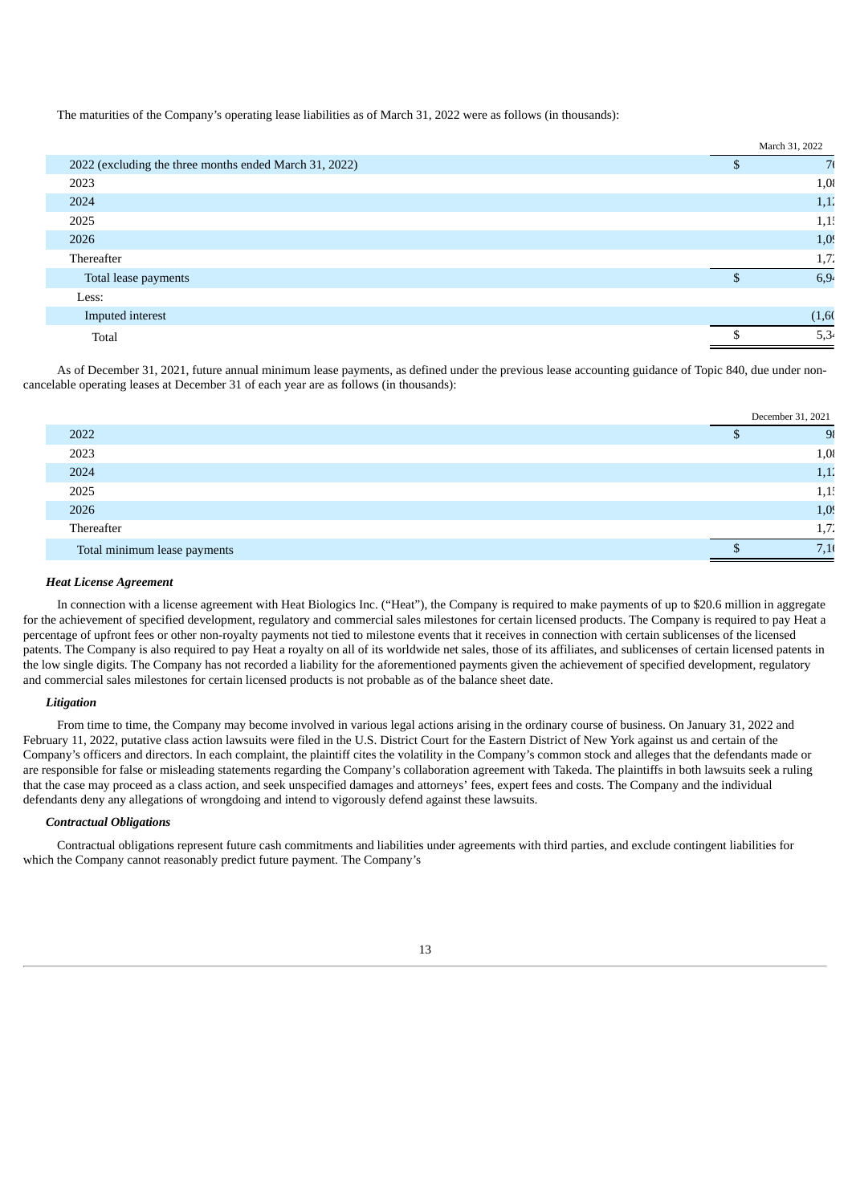The maturities of the Company's operating lease liabilities as of March 31, 2022 were as follows (in thousands):

| | | March 31, 2022 |
|---|---|---|
| 2022 (excluding the three months ended March 31, 2022) | $ | 76 |
| 2023 | | 1,08 |
| 2024 | | 1,1 |
| 2025 | | 1,1 |
| 2026 | | 1,0 |
| Thereafter | | 1,7 |
| Total lease payments | $ | 6,9 |
| Less: | | |
| Imputed interest | | (1,6 |
| Total | $ | 5,3 |

As of December 31, 2021, future annual minimum lease payments, as defined under the previous lease accounting guidance of Topic 840, due under non-cancelable operating leases at December 31 of each year are as follows (in thousands):

| | | December 31, 2021 |
|---|---|---|
| 2022 | $ | 9 |
| 2023 | | 1,08 |
| 2024 | | 1,1 |
| 2025 | | 1,1 |
| 2026 | | 1,0 |
| Thereafter | | 1,7 |
| Total minimum lease payments | $ | 7,1 |

***Heat License Agreement***

In connection with a license agreement with Heat Biologics Inc. ("Heat"), the Company is required to make payments of up to $20.6 million in aggregate for the achievement of specified development, regulatory and commercial sales milestones for certain licensed products. The Company is required to pay Heat a percentage of upfront fees or other non-royalty payments not tied to milestone events that it receives in connection with certain sublicenses of the licensed patents. The Company is also required to pay Heat a royalty on all of its worldwide net sales, those of its affiliates, and sublicenses of certain licensed patents in the low single digits. The Company has not recorded a liability for the aforementioned payments given the achievement of specified development, regulatory and commercial sales milestones for certain licensed products is not probable as of the balance sheet date.

***Litigation***

From time to time, the Company may become involved in various legal actions arising in the ordinary course of business. On January 31, 2022 and February 11, 2022, putative class action lawsuits were filed in the U.S. District Court for the Eastern District of New York against us and certain of the Company's officers and directors. In each complaint, the plaintiff cites the volatility in the Company's common stock and alleges that the defendants made or are responsible for false or misleading statements regarding the Company's collaboration agreement with Takeda. The plaintiffs in both lawsuits seek a ruling that the case may proceed as a class action, and seek unspecified damages and attorneys' fees, expert fees and costs. The Company and the individual defendants deny any allegations of wrongdoing and intend to vigorously defend against these lawsuits.

***Contractual Obligations***

Contractual obligations represent future cash commitments and liabilities under agreements with third parties, and exclude contingent liabilities for which the Company cannot reasonably predict future payment. The Company's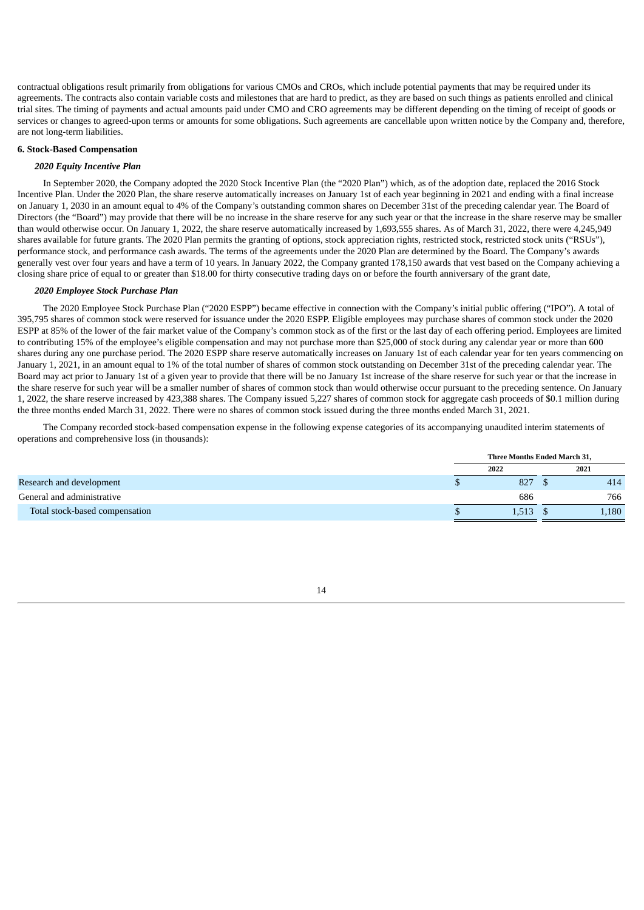contractual obligations result primarily from obligations for various CMOs and CROs, which include potential payments that may be required under its agreements. The contracts also contain variable costs and milestones that are hard to predict, as they are based on such things as patients enrolled and clinical trial sites. The timing of payments and actual amounts paid under CMO and CRO agreements may be different depending on the timing of receipt of goods or services or changes to agreed-upon terms or amounts for some obligations. Such agreements are cancellable upon written notice by the Company and, therefore, are not long-term liabilities.

**6. Stock-Based Compensation**

***2020 Equity Incentive Plan***

In September 2020, the Company adopted the 2020 Stock Incentive Plan (the "2020 Plan") which, as of the adoption date, replaced the 2016 Stock Incentive Plan. Under the 2020 Plan, the share reserve automatically increases on January 1st of each year beginning in 2021 and ending with a final increase on January 1, 2030 in an amount equal to 4% of the Company's outstanding common shares on December 31st of the preceding calendar year. The Board of Directors (the "Board") may provide that there will be no increase in the share reserve for any such year or that the increase in the share reserve may be smaller than would otherwise occur. On January 1, 2022, the share reserve automatically increased by 1,693,555 shares. As of March 31, 2022, there were 4,245,949 shares available for future grants. The 2020 Plan permits the granting of options, stock appreciation rights, restricted stock, restricted stock units ("RSUs"), performance stock, and performance cash awards. The terms of the agreements under the 2020 Plan are determined by the Board. The Company's awards generally vest over four years and have a term of 10 years. In January 2022, the Company granted 178,150 awards that vest based on the Company achieving a closing share price of equal to or greater than $18.00 for thirty consecutive trading days on or before the fourth anniversary of the grant date,

***2020 Employee Stock Purchase Plan***

The 2020 Employee Stock Purchase Plan ("2020 ESPP") became effective in connection with the Company's initial public offering ("IPO"). A total of 395,795 shares of common stock were reserved for issuance under the 2020 ESPP. Eligible employees may purchase shares of common stock under the 2020 ESPP at 85% of the lower of the fair market value of the Company's common stock as of the first or the last day of each offering period. Employees are limited to contributing 15% of the employee's eligible compensation and may not purchase more than $25,000 of stock during any calendar year or more than 600 shares during any one purchase period. The 2020 ESPP share reserve automatically increases on January 1st of each calendar year for ten years commencing on January 1, 2021, in an amount equal to 1% of the total number of shares of common stock outstanding on December 31st of the preceding calendar year. The Board may act prior to January 1st of a given year to provide that there will be no January 1st increase of the share reserve for such year or that the increase in the share reserve for such year will be a smaller number of shares of common stock than would otherwise occur pursuant to the preceding sentence. On January 1, 2022, the share reserve increased by 423,388 shares. The Company issued 5,227 shares of common stock for aggregate cash proceeds of $0.1 million during the three months ended March 31, 2022. There were no shares of common stock issued during the three months ended March 31, 2021.

The Company recorded stock-based compensation expense in the following expense categories of its accompanying unaudited interim statements of operations and comprehensive loss (in thousands):

| | Three Months Ended March 31, | |
|---|---|---|
| | 2022 | 2021 |
| Research and development | $ 827 | $ 414 |
| General and administrative | 686 | 766 |
| Total stock-based compensation | $ 1,513 | $ 1,180 |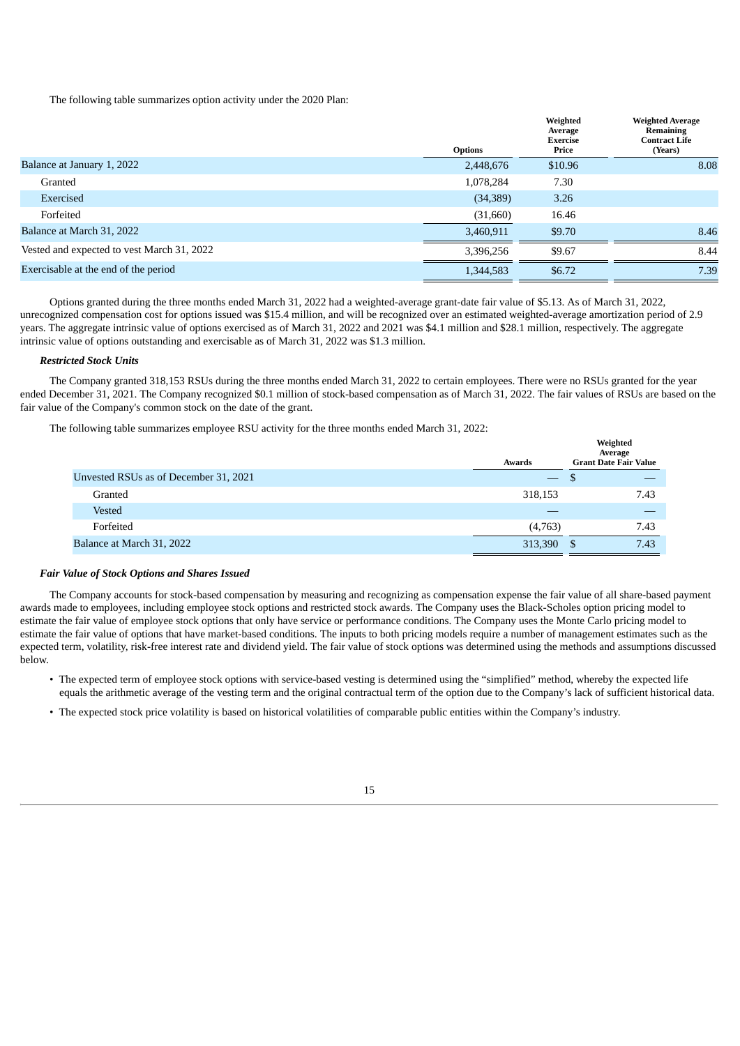The following table summarizes option activity under the 2020 Plan:

| | Options | Weighted Average Exercise Price | Weighted Average Remaining Contract Life (Years) |
|---|---|---|---|
| Balance at January 1, 2022 | 2,448,676 | $10.96 | 8.08 |
| Granted | 1,078,284 | 7.30 | |
| Exercised | (34,389) | 3.26 | |
| Forfeited | (31,660) | 16.46 | |
| Balance at March 31, 2022 | 3,460,911 | $9.70 | 8.46 |
| Vested and expected to vest March 31, 2022 | 3,396,256 | $9.67 | 8.44 |
| Exercisable at the end of the period | 1,344,583 | $6.72 | 7.39 |

Options granted during the three months ended March 31, 2022 had a weighted-average grant-date fair value of $5.13. As of March 31, 2022, unrecognized compensation cost for options issued was $15.4 million, and will be recognized over an estimated weighted-average amortization period of 2.9 years. The aggregate intrinsic value of options exercised as of March 31, 2022 and 2021 was $4.1 million and $28.1 million, respectively. The aggregate intrinsic value of options outstanding and exercisable as of March 31, 2022 was $1.3 million.

***Restricted Stock Units***

The Company granted 318,153 RSUs during the three months ended March 31, 2022 to certain employees. There were no RSUs granted for the year ended December 31, 2021. The Company recognized $0.1 million of stock-based compensation as of March 31, 2022. The fair values of RSUs are based on the fair value of the Company's common stock on the date of the grant.

The following table summarizes employee RSU activity for the three months ended March 31, 2022:

| | Awards | Weighted Average Grant Date Fair Value |
|---|---|---|
| Unvested RSUs as of December 31, 2021 | — | $ — |
| Granted | 318,153 | 7.43 |
| Vested | — | — |
| Forfeited | (4,763) | 7.43 |
| Balance at March 31, 2022 | 313,390 | $ 7.43 |

***Fair Value of Stock Options and Shares Issued***

The Company accounts for stock-based compensation by measuring and recognizing as compensation expense the fair value of all share-based payment awards made to employees, including employee stock options and restricted stock awards. The Company uses the Black-Scholes option pricing model to estimate the fair value of employee stock options that only have service or performance conditions. The Company uses the Monte Carlo pricing model to estimate the fair value of options that have market-based conditions. The inputs to both pricing models require a number of management estimates such as the expected term, volatility, risk-free interest rate and dividend yield. The fair value of stock options was determined using the methods and assumptions discussed below.

- The expected term of employee stock options with service-based vesting is determined using the "simplified" method, whereby the expected life equals the arithmetic average of the vesting term and the original contractual term of the option due to the Company's lack of sufficient historical data.
- The expected stock price volatility is based on historical volatilities of comparable public entities within the Company's industry.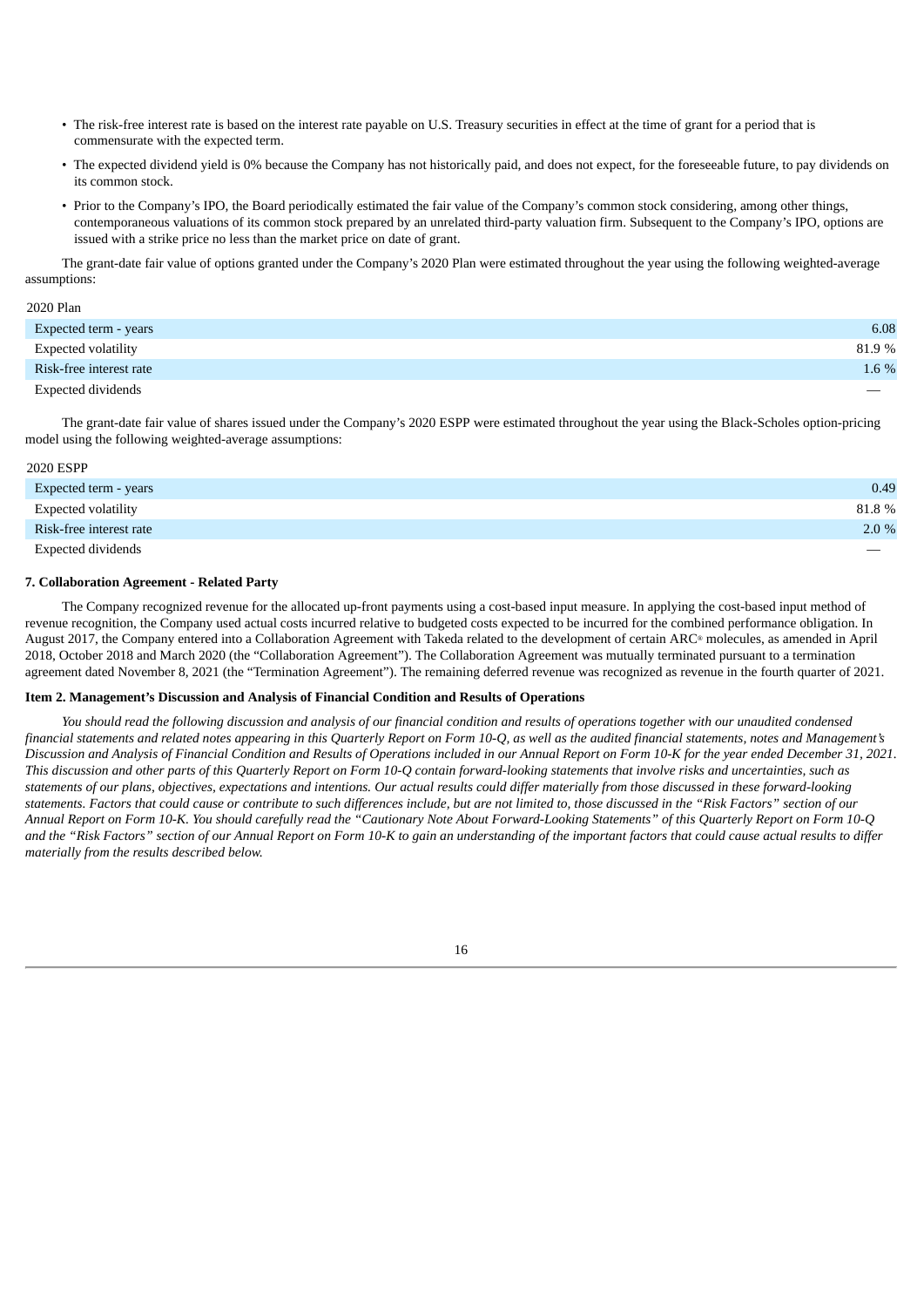- The risk-free interest rate is based on the interest rate payable on U.S. Treasury securities in effect at the time of grant for a period that is commensurate with the expected term.
- The expected dividend yield is 0% because the Company has not historically paid, and does not expect, for the foreseeable future, to pay dividends on its common stock.
- Prior to the Company's IPO, the Board periodically estimated the fair value of the Company's common stock considering, among other things, contemporaneous valuations of its common stock prepared by an unrelated third-party valuation firm. Subsequent to the Company's IPO, options are issued with a strike price no less than the market price on date of grant.

The grant-date fair value of options granted under the Company's 2020 Plan were estimated throughout the year using the following weighted-average assumptions:

| 2020 Plan | |
|---|---|
| Expected term - years | 6.08 |
| Expected volatility | 81.9 % |
| Risk-free interest rate | 1.6 % |
| Expected dividends | — |

The grant-date fair value of shares issued under the Company's 2020 ESPP were estimated throughout the year using the Black-Scholes option-pricing model using the following weighted-average assumptions:

| 2020 ESPP | |
|---|---|
| Expected term - years | 0.49 |
| Expected volatility | 81.8 % |
| Risk-free interest rate | 2.0 % |
| Expected dividends | — |

### 7. Collaboration Agreement - Related Party

The Company recognized revenue for the allocated up-front payments using a cost-based input measure. In applying the cost-based input method of revenue recognition, the Company used actual costs incurred relative to budgeted costs expected to be incurred for the combined performance obligation. In August 2017, the Company entered into a Collaboration Agreement with Takeda related to the development of certain ARC® molecules, as amended in April 2018, October 2018 and March 2020 (the "Collaboration Agreement"). The Collaboration Agreement was mutually terminated pursuant to a termination agreement dated November 8, 2021 (the "Termination Agreement"). The remaining deferred revenue was recognized as revenue in the fourth quarter of 2021.

## Item 2. Management's Discussion and Analysis of Financial Condition and Results of Operations

*You should read the following discussion and analysis of our financial condition and results of operations together with our unaudited condensed financial statements and related notes appearing in this Quarterly Report on Form 10-Q, as well as the audited financial statements, notes and Management's Discussion and Analysis of Financial Condition and Results of Operations included in our Annual Report on Form 10-K for the year ended December 31, 2021. This discussion and other parts of this Quarterly Report on Form 10-Q contain forward-looking statements that involve risks and uncertainties, such as statements of our plans, objectives, expectations and intentions. Our actual results could differ materially from those discussed in these forward-looking statements. Factors that could cause or contribute to such differences include, but are not limited to, those discussed in the "Risk Factors" section of our Annual Report on Form 10-K. You should carefully read the "Cautionary Note About Forward-Looking Statements" of this Quarterly Report on Form 10-Q and the "Risk Factors" section of our Annual Report on Form 10-K to gain an understanding of the important factors that could cause actual results to differ materially from the results described below.*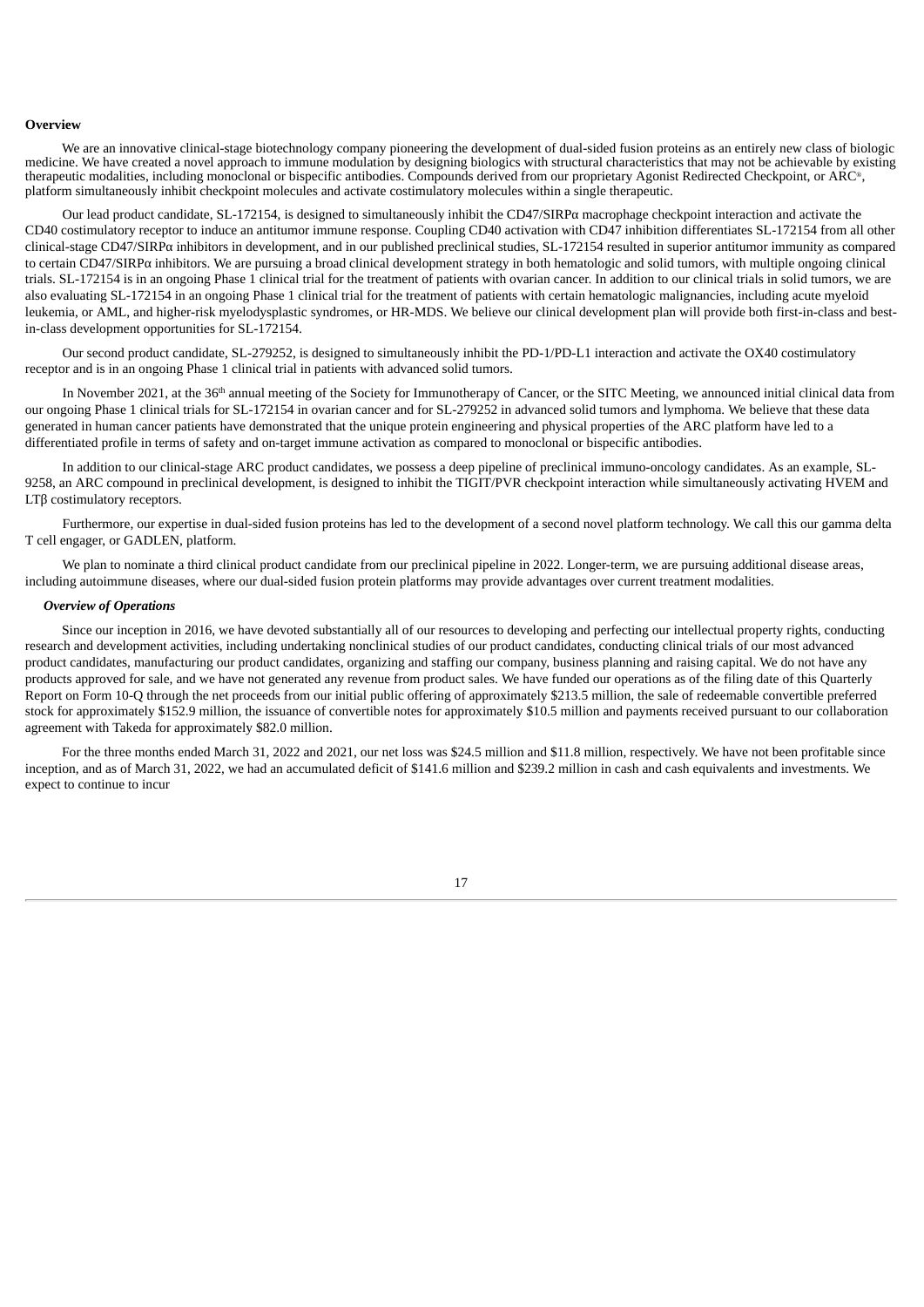**Overview**

We are an innovative clinical-stage biotechnology company pioneering the development of dual-sided fusion proteins as an entirely new class of biologic medicine. We have created a novel approach to immune modulation by designing biologics with structural characteristics that may not be achievable by existing therapeutic modalities, including monoclonal or bispecific antibodies. Compounds derived from our proprietary Agonist Redirected Checkpoint, or ARC®, platform simultaneously inhibit checkpoint molecules and activate costimulatory molecules within a single therapeutic.

Our lead product candidate, SL-172154, is designed to simultaneously inhibit the CD47/SIRPα macrophage checkpoint interaction and activate the CD40 costimulatory receptor to induce an antitumor immune response. Coupling CD40 activation with CD47 inhibition differentiates SL-172154 from all other clinical-stage CD47/SIRPα inhibitors in development, and in our published preclinical studies, SL-172154 resulted in superior antitumor immunity as compared to certain CD47/SIRPα inhibitors. We are pursuing a broad clinical development strategy in both hematologic and solid tumors, with multiple ongoing clinical trials. SL-172154 is in an ongoing Phase 1 clinical trial for the treatment of patients with ovarian cancer. In addition to our clinical trials in solid tumors, we are also evaluating SL-172154 in an ongoing Phase 1 clinical trial for the treatment of patients with certain hematologic malignancies, including acute myeloid leukemia, or AML, and higher-risk myelodysplastic syndromes, or HR-MDS. We believe our clinical development plan will provide both first-in-class and best-in-class development opportunities for SL-172154.

Our second product candidate, SL-279252, is designed to simultaneously inhibit the PD-1/PD-L1 interaction and activate the OX40 costimulatory receptor and is in an ongoing Phase 1 clinical trial in patients with advanced solid tumors.

In November 2021, at the 36th annual meeting of the Society for Immunotherapy of Cancer, or the SITC Meeting, we announced initial clinical data from our ongoing Phase 1 clinical trials for SL-172154 in ovarian cancer and for SL-279252 in advanced solid tumors and lymphoma. We believe that these data generated in human cancer patients have demonstrated that the unique protein engineering and physical properties of the ARC platform have led to a differentiated profile in terms of safety and on-target immune activation as compared to monoclonal or bispecific antibodies.

In addition to our clinical-stage ARC product candidates, we possess a deep pipeline of preclinical immuno-oncology candidates. As an example, SL-9258, an ARC compound in preclinical development, is designed to inhibit the TIGIT/PVR checkpoint interaction while simultaneously activating HVEM and LTβ costimulatory receptors.

Furthermore, our expertise in dual-sided fusion proteins has led to the development of a second novel platform technology. We call this our gamma delta T cell engager, or GADLEN, platform.

We plan to nominate a third clinical product candidate from our preclinical pipeline in 2022. Longer-term, we are pursuing additional disease areas, including autoimmune diseases, where our dual-sided fusion protein platforms may provide advantages over current treatment modalities.

***Overview of Operations***

Since our inception in 2016, we have devoted substantially all of our resources to developing and perfecting our intellectual property rights, conducting research and development activities, including undertaking nonclinical studies of our product candidates, conducting clinical trials of our most advanced product candidates, manufacturing our product candidates, organizing and staffing our company, business planning and raising capital. We do not have any products approved for sale, and we have not generated any revenue from product sales. We have funded our operations as of the filing date of this Quarterly Report on Form 10-Q through the net proceeds from our initial public offering of approximately $213.5 million, the sale of redeemable convertible preferred stock for approximately $152.9 million, the issuance of convertible notes for approximately $10.5 million and payments received pursuant to our collaboration agreement with Takeda for approximately $82.0 million.

For the three months ended March 31, 2022 and 2021, our net loss was $24.5 million and $11.8 million, respectively. We have not been profitable since inception, and as of March 31, 2022, we had an accumulated deficit of $141.6 million and $239.2 million in cash and cash equivalents and investments. We expect to continue to incur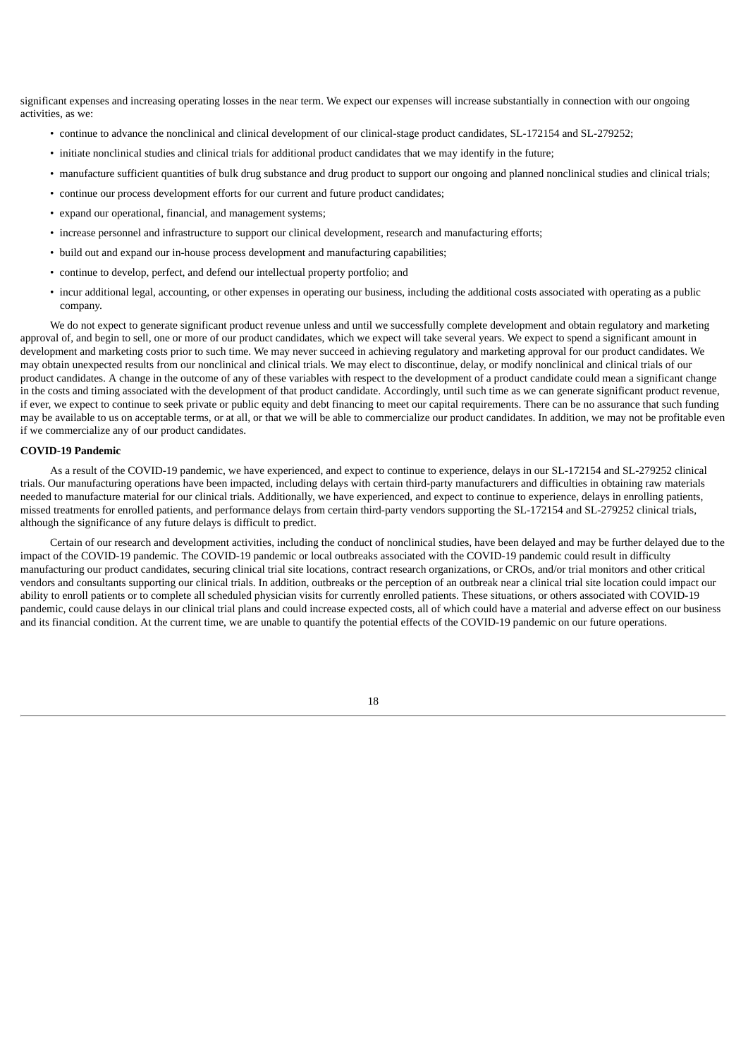significant expenses and increasing operating losses in the near term. We expect our expenses will increase substantially in connection with our ongoing activities, as we:

- continue to advance the nonclinical and clinical development of our clinical-stage product candidates, SL-172154 and SL-279252;
- initiate nonclinical studies and clinical trials for additional product candidates that we may identify in the future;
- manufacture sufficient quantities of bulk drug substance and drug product to support our ongoing and planned nonclinical studies and clinical trials;
- continue our process development efforts for our current and future product candidates;
- expand our operational, financial, and management systems;
- increase personnel and infrastructure to support our clinical development, research and manufacturing efforts;
- build out and expand our in-house process development and manufacturing capabilities;
- continue to develop, perfect, and defend our intellectual property portfolio; and
- incur additional legal, accounting, or other expenses in operating our business, including the additional costs associated with operating as a public company.

We do not expect to generate significant product revenue unless and until we successfully complete development and obtain regulatory and marketing approval of, and begin to sell, one or more of our product candidates, which we expect will take several years. We expect to spend a significant amount in development and marketing costs prior to such time. We may never succeed in achieving regulatory and marketing approval for our product candidates. We may obtain unexpected results from our nonclinical and clinical trials. We may elect to discontinue, delay, or modify nonclinical and clinical trials of our product candidates. A change in the outcome of any of these variables with respect to the development of a product candidate could mean a significant change in the costs and timing associated with the development of that product candidate. Accordingly, until such time as we can generate significant product revenue, if ever, we expect to continue to seek private or public equity and debt financing to meet our capital requirements. There can be no assurance that such funding may be available to us on acceptable terms, or at all, or that we will be able to commercialize our product candidates. In addition, we may not be profitable even if we commercialize any of our product candidates.

**COVID-19 Pandemic**

As a result of the COVID-19 pandemic, we have experienced, and expect to continue to experience, delays in our SL-172154 and SL-279252 clinical trials. Our manufacturing operations have been impacted, including delays with certain third-party manufacturers and difficulties in obtaining raw materials needed to manufacture material for our clinical trials. Additionally, we have experienced, and expect to continue to experience, delays in enrolling patients, missed treatments for enrolled patients, and performance delays from certain third-party vendors supporting the SL-172154 and SL-279252 clinical trials, although the significance of any future delays is difficult to predict.

Certain of our research and development activities, including the conduct of nonclinical studies, have been delayed and may be further delayed due to the impact of the COVID-19 pandemic. The COVID-19 pandemic or local outbreaks associated with the COVID-19 pandemic could result in difficulty manufacturing our product candidates, securing clinical trial site locations, contract research organizations, or CROs, and/or trial monitors and other critical vendors and consultants supporting our clinical trials. In addition, outbreaks or the perception of an outbreak near a clinical trial site location could impact our ability to enroll patients or to complete all scheduled physician visits for currently enrolled patients. These situations, or others associated with COVID-19 pandemic, could cause delays in our clinical trial plans and could increase expected costs, all of which could have a material and adverse effect on our business and its financial condition. At the current time, we are unable to quantify the potential effects of the COVID-19 pandemic on our future operations.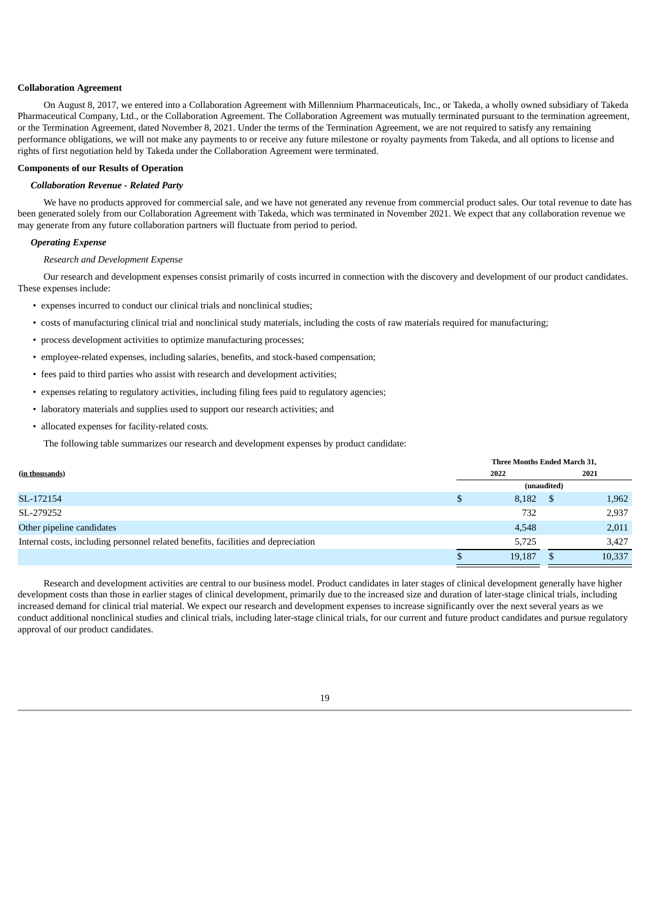**Collaboration Agreement**

On August 8, 2017, we entered into a Collaboration Agreement with Millennium Pharmaceuticals, Inc., or Takeda, a wholly owned subsidiary of Takeda Pharmaceutical Company, Ltd., or the Collaboration Agreement. The Collaboration Agreement was mutually terminated pursuant to the termination agreement, or the Termination Agreement, dated November 8, 2021. Under the terms of the Termination Agreement, we are not required to satisfy any remaining performance obligations, we will not make any payments to or receive any future milestone or royalty payments from Takeda, and all options to license and rights of first negotiation held by Takeda under the Collaboration Agreement were terminated.

**Components of our Results of Operation**

***Collaboration Revenue - Related Party***

We have no products approved for commercial sale, and we have not generated any revenue from commercial product sales. Our total revenue to date has been generated solely from our Collaboration Agreement with Takeda, which was terminated in November 2021. We expect that any collaboration revenue we may generate from any future collaboration partners will fluctuate from period to period.

***Operating Expense***

*Research and Development Expense*

Our research and development expenses consist primarily of costs incurred in connection with the discovery and development of our product candidates. These expenses include:

- expenses incurred to conduct our clinical trials and nonclinical studies;
- costs of manufacturing clinical trial and nonclinical study materials, including the costs of raw materials required for manufacturing;
- process development activities to optimize manufacturing processes;
- employee-related expenses, including salaries, benefits, and stock-based compensation;
- fees paid to third parties who assist with research and development activities;
- expenses relating to regulatory activities, including filing fees paid to regulatory agencies;
- laboratory materials and supplies used to support our research activities; and
- allocated expenses for facility-related costs.

The following table summarizes our research and development expenses by product candidate:

| (in thousands) | Three Months Ended March 31, 2022 | Three Months Ended March 31, 2021 |
|---|---|---|
| | (unaudited) | |
| SL-172154 | $ 8,182 | $ 1,962 |
| SL-279252 | 732 | 2,937 |
| Other pipeline candidates | 4,548 | 2,011 |
| Internal costs, including personnel related benefits, facilities and depreciation | 5,725 | 3,427 |
| | $ 19,187 | $ 10,337 |

Research and development activities are central to our business model. Product candidates in later stages of clinical development generally have higher development costs than those in earlier stages of clinical development, primarily due to the increased size and duration of later-stage clinical trials, including increased demand for clinical trial material. We expect our research and development expenses to increase significantly over the next several years as we conduct additional nonclinical studies and clinical trials, including later-stage clinical trials, for our current and future product candidates and pursue regulatory approval of our product candidates.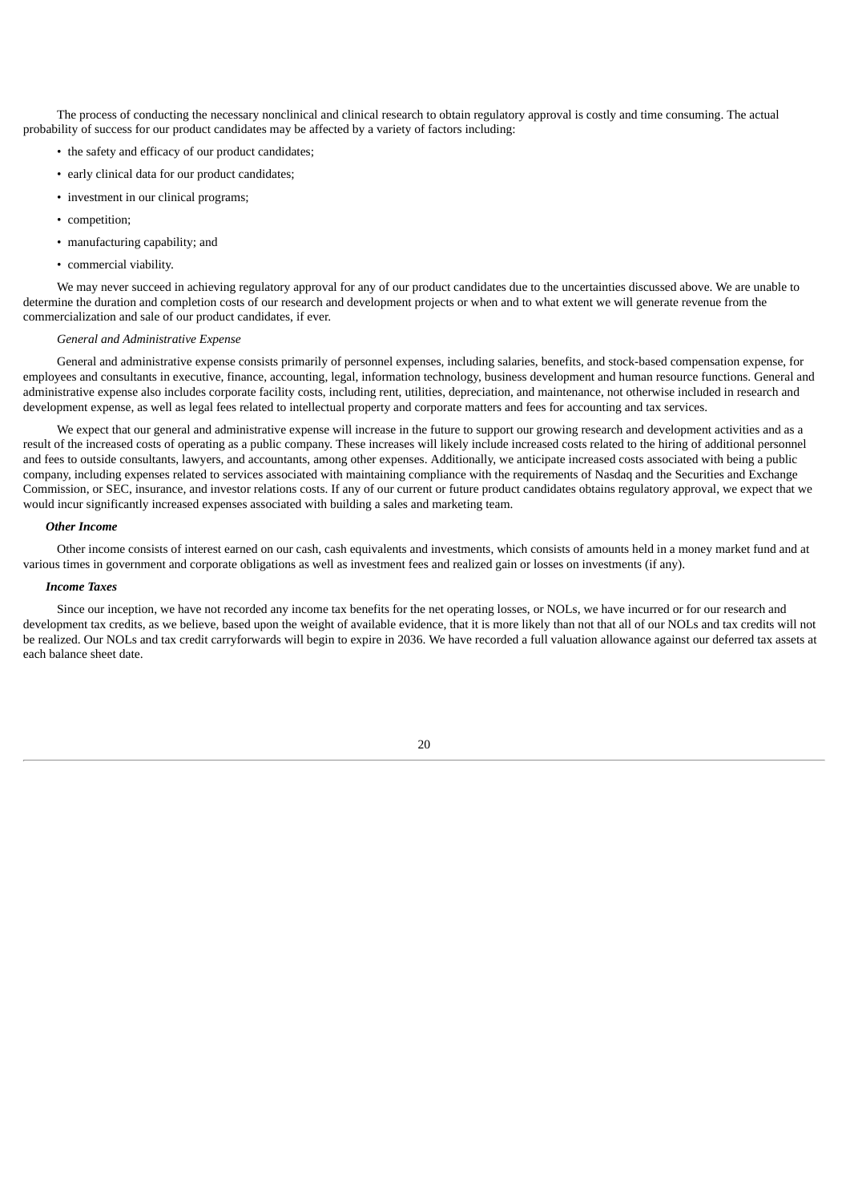The process of conducting the necessary nonclinical and clinical research to obtain regulatory approval is costly and time consuming. The actual probability of success for our product candidates may be affected by a variety of factors including:

- the safety and efficacy of our product candidates;
- early clinical data for our product candidates;
- investment in our clinical programs;
- competition;
- manufacturing capability; and
- commercial viability.

We may never succeed in achieving regulatory approval for any of our product candidates due to the uncertainties discussed above. We are unable to determine the duration and completion costs of our research and development projects or when and to what extent we will generate revenue from the commercialization and sale of our product candidates, if ever.

*General and Administrative Expense*

General and administrative expense consists primarily of personnel expenses, including salaries, benefits, and stock-based compensation expense, for employees and consultants in executive, finance, accounting, legal, information technology, business development and human resource functions. General and administrative expense also includes corporate facility costs, including rent, utilities, depreciation, and maintenance, not otherwise included in research and development expense, as well as legal fees related to intellectual property and corporate matters and fees for accounting and tax services.

We expect that our general and administrative expense will increase in the future to support our growing research and development activities and as a result of the increased costs of operating as a public company. These increases will likely include increased costs related to the hiring of additional personnel and fees to outside consultants, lawyers, and accountants, among other expenses. Additionally, we anticipate increased costs associated with being a public company, including expenses related to services associated with maintaining compliance with the requirements of Nasdaq and the Securities and Exchange Commission, or SEC, insurance, and investor relations costs. If any of our current or future product candidates obtains regulatory approval, we expect that we would incur significantly increased expenses associated with building a sales and marketing team.

***Other Income***

Other income consists of interest earned on our cash, cash equivalents and investments, which consists of amounts held in a money market fund and at various times in government and corporate obligations as well as investment fees and realized gain or losses on investments (if any).

***Income Taxes***

Since our inception, we have not recorded any income tax benefits for the net operating losses, or NOLs, we have incurred or for our research and development tax credits, as we believe, based upon the weight of available evidence, that it is more likely than not that all of our NOLs and tax credits will not be realized. Our NOLs and tax credit carryforwards will begin to expire in 2036. We have recorded a full valuation allowance against our deferred tax assets at each balance sheet date.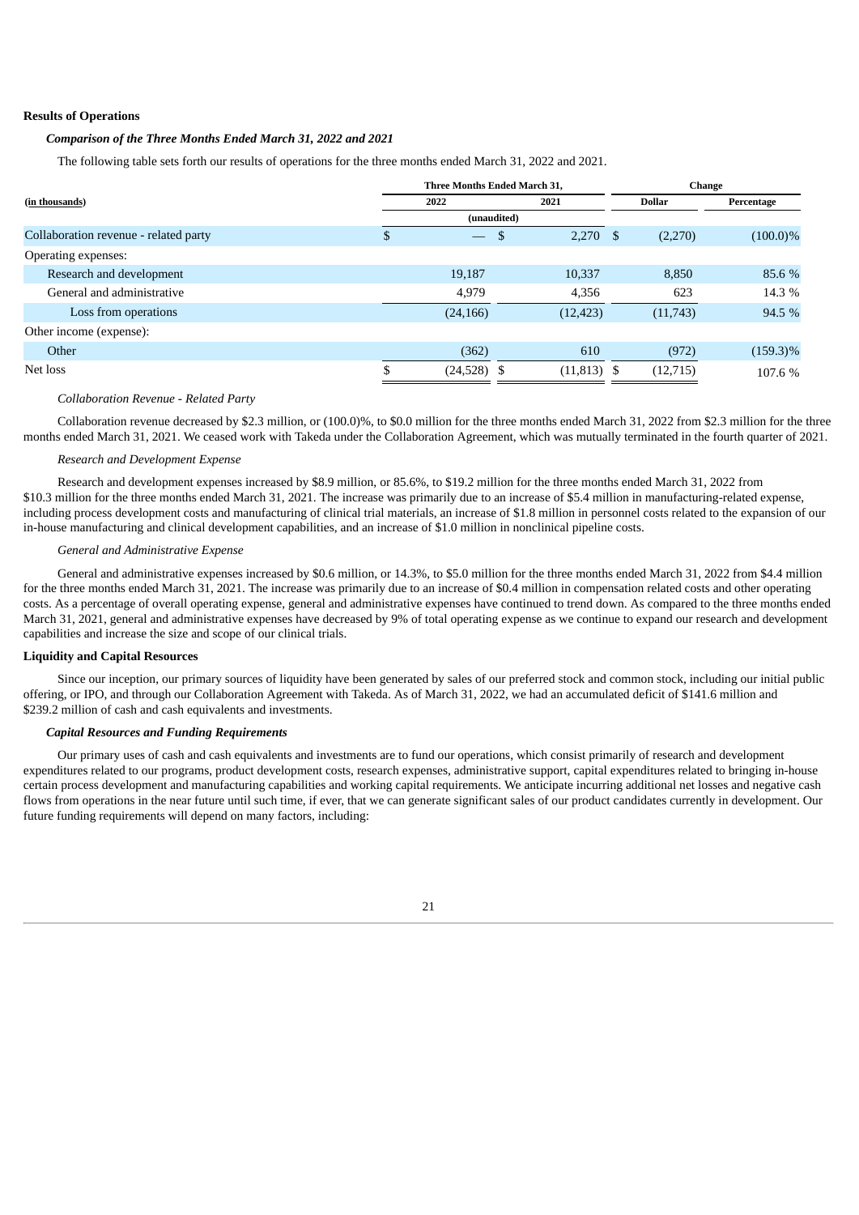**Results of Operations**

***Comparison of the Three Months Ended March 31, 2022 and 2021***

The following table sets forth our results of operations for the three months ended March 31, 2022 and 2021.

| (in thousands) | Three Months Ended March 31, | | Change | |
|---|---|---|---|---|
| | 2022 | 2021 | Dollar | Percentage |
| | (unaudited) | | | |
| Collaboration revenue - related party | $ — | $ 2,270 | $ (2,270) | (100.0)% |
| Operating expenses: | | | | |
| Research and development | 19,187 | 10,337 | 8,850 | 85.6 % |
| General and administrative | 4,979 | 4,356 | 623 | 14.3 % |
| Loss from operations | (24,166) | (12,423) | (11,743) | 94.5 % |
| Other income (expense): | | | | |
| Other | (362) | 610 | (972) | (159.3)% |
| Net loss | $ (24,528) | $ (11,813) | $ (12,715) | 107.6 % |

*Collaboration Revenue - Related Party*

Collaboration revenue decreased by $2.3 million, or (100.0)%, to $0.0 million for the three months ended March 31, 2022 from $2.3 million for the three months ended March 31, 2021. We ceased work with Takeda under the Collaboration Agreement, which was mutually terminated in the fourth quarter of 2021.

*Research and Development Expense*

Research and development expenses increased by $8.9 million, or 85.6%, to $19.2 million for the three months ended March 31, 2022 from $10.3 million for the three months ended March 31, 2021. The increase was primarily due to an increase of $5.4 million in manufacturing-related expense, including process development costs and manufacturing of clinical trial materials, an increase of $1.8 million in personnel costs related to the expansion of our in-house manufacturing and clinical development capabilities, and an increase of $1.0 million in nonclinical pipeline costs.

*General and Administrative Expense*

General and administrative expenses increased by $0.6 million, or 14.3%, to $5.0 million for the three months ended March 31, 2022 from $4.4 million for the three months ended March 31, 2021. The increase was primarily due to an increase of $0.4 million in compensation related costs and other operating costs. As a percentage of overall operating expense, general and administrative expenses have continued to trend down. As compared to the three months ended March 31, 2021, general and administrative expenses have decreased by 9% of total operating expense as we continue to expand our research and development capabilities and increase the size and scope of our clinical trials.

**Liquidity and Capital Resources**

Since our inception, our primary sources of liquidity have been generated by sales of our preferred stock and common stock, including our initial public offering, or IPO, and through our Collaboration Agreement with Takeda. As of March 31, 2022, we had an accumulated deficit of $141.6 million and $239.2 million of cash and cash equivalents and investments.

***Capital Resources and Funding Requirements***

Our primary uses of cash and cash equivalents and investments are to fund our operations, which consist primarily of research and development expenditures related to our programs, product development costs, research expenses, administrative support, capital expenditures related to bringing in-house certain process development and manufacturing capabilities and working capital requirements. We anticipate incurring additional net losses and negative cash flows from operations in the near future until such time, if ever, that we can generate significant sales of our product candidates currently in development. Our future funding requirements will depend on many factors, including: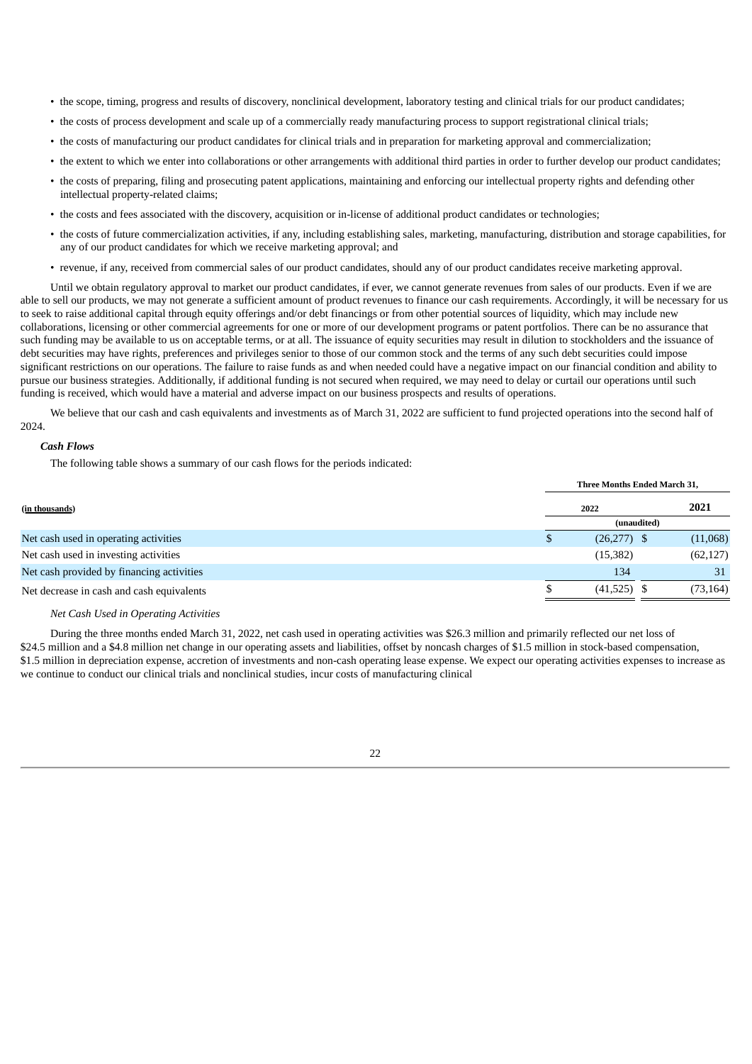- the scope, timing, progress and results of discovery, nonclinical development, laboratory testing and clinical trials for our product candidates;
- the costs of process development and scale up of a commercially ready manufacturing process to support registrational clinical trials;
- the costs of manufacturing our product candidates for clinical trials and in preparation for marketing approval and commercialization;
- the extent to which we enter into collaborations or other arrangements with additional third parties in order to further develop our product candidates;
- the costs of preparing, filing and prosecuting patent applications, maintaining and enforcing our intellectual property rights and defending other intellectual property-related claims;
- the costs and fees associated with the discovery, acquisition or in-license of additional product candidates or technologies;
- the costs of future commercialization activities, if any, including establishing sales, marketing, manufacturing, distribution and storage capabilities, for any of our product candidates for which we receive marketing approval; and
- revenue, if any, received from commercial sales of our product candidates, should any of our product candidates receive marketing approval.

Until we obtain regulatory approval to market our product candidates, if ever, we cannot generate revenues from sales of our products. Even if we are able to sell our products, we may not generate a sufficient amount of product revenues to finance our cash requirements. Accordingly, it will be necessary for us to seek to raise additional capital through equity offerings and/or debt financings or from other potential sources of liquidity, which may include new collaborations, licensing or other commercial agreements for one or more of our development programs or patent portfolios. There can be no assurance that such funding may be available to us on acceptable terms, or at all. The issuance of equity securities may result in dilution to stockholders and the issuance of debt securities may have rights, preferences and privileges senior to those of our common stock and the terms of any such debt securities could impose significant restrictions on our operations. The failure to raise funds as and when needed could have a negative impact on our financial condition and ability to pursue our business strategies. Additionally, if additional funding is not secured when required, we may need to delay or curtail our operations until such funding is received, which would have a material and adverse impact on our business prospects and results of operations.

We believe that our cash and cash equivalents and investments as of March 31, 2022 are sufficient to fund projected operations into the second half of 2024.

***Cash Flows***

The following table shows a summary of our cash flows for the periods indicated:

| (in thousands) | Three Months Ended March 31, 2022 | 2021 |
|---|---|---|
| | (unaudited) | |
| Net cash used in operating activities | $ (26,277) | $ (11,068) |
| Net cash used in investing activities | (15,382) | (62,127) |
| Net cash provided by financing activities | 134 | 31 |
| Net decrease in cash and cash equivalents | $ (41,525) | $ (73,164) |

*Net Cash Used in Operating Activities*

During the three months ended March 31, 2022, net cash used in operating activities was $26.3 million and primarily reflected our net loss of $24.5 million and a $4.8 million net change in our operating assets and liabilities, offset by noncash charges of $1.5 million in stock-based compensation, $1.5 million in depreciation expense, accretion of investments and non-cash operating lease expense. We expect our operating activities expenses to increase as we continue to conduct our clinical trials and nonclinical studies, incur costs of manufacturing clinical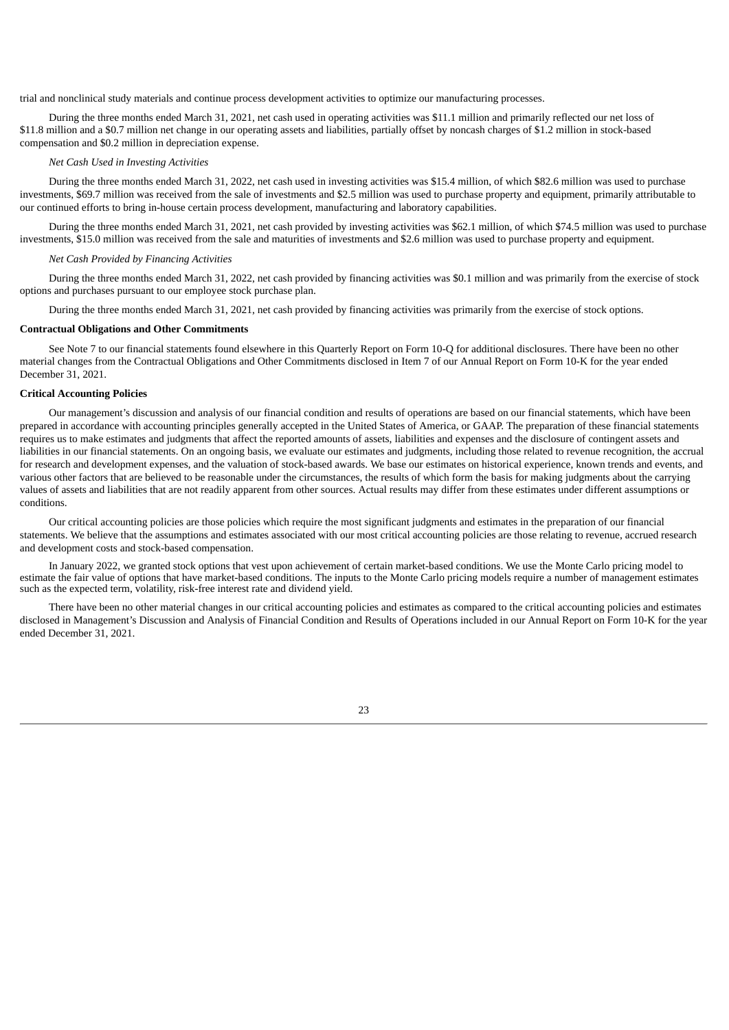trial and nonclinical study materials and continue process development activities to optimize our manufacturing processes.

During the three months ended March 31, 2021, net cash used in operating activities was $11.1 million and primarily reflected our net loss of $11.8 million and a $0.7 million net change in our operating assets and liabilities, partially offset by noncash charges of $1.2 million in stock-based compensation and $0.2 million in depreciation expense.

*Net Cash Used in Investing Activities*

During the three months ended March 31, 2022, net cash used in investing activities was $15.4 million, of which $82.6 million was used to purchase investments, $69.7 million was received from the sale of investments and $2.5 million was used to purchase property and equipment, primarily attributable to our continued efforts to bring in-house certain process development, manufacturing and laboratory capabilities.

During the three months ended March 31, 2021, net cash provided by investing activities was $62.1 million, of which $74.5 million was used to purchase investments, $15.0 million was received from the sale and maturities of investments and $2.6 million was used to purchase property and equipment.

*Net Cash Provided by Financing Activities*

During the three months ended March 31, 2022, net cash provided by financing activities was $0.1 million and was primarily from the exercise of stock options and purchases pursuant to our employee stock purchase plan.

During the three months ended March 31, 2021, net cash provided by financing activities was primarily from the exercise of stock options.

**Contractual Obligations and Other Commitments**

See Note 7 to our financial statements found elsewhere in this Quarterly Report on Form 10-Q for additional disclosures. There have been no other material changes from the Contractual Obligations and Other Commitments disclosed in Item 7 of our Annual Report on Form 10-K for the year ended December 31, 2021.

**Critical Accounting Policies**

Our management's discussion and analysis of our financial condition and results of operations are based on our financial statements, which have been prepared in accordance with accounting principles generally accepted in the United States of America, or GAAP. The preparation of these financial statements requires us to make estimates and judgments that affect the reported amounts of assets, liabilities and expenses and the disclosure of contingent assets and liabilities in our financial statements. On an ongoing basis, we evaluate our estimates and judgments, including those related to revenue recognition, the accrual for research and development expenses, and the valuation of stock-based awards. We base our estimates on historical experience, known trends and events, and various other factors that are believed to be reasonable under the circumstances, the results of which form the basis for making judgments about the carrying values of assets and liabilities that are not readily apparent from other sources. Actual results may differ from these estimates under different assumptions or conditions.

Our critical accounting policies are those policies which require the most significant judgments and estimates in the preparation of our financial statements. We believe that the assumptions and estimates associated with our most critical accounting policies are those relating to revenue, accrued research and development costs and stock-based compensation.

In January 2022, we granted stock options that vest upon achievement of certain market-based conditions. We use the Monte Carlo pricing model to estimate the fair value of options that have market-based conditions. The inputs to the Monte Carlo pricing models require a number of management estimates such as the expected term, volatility, risk-free interest rate and dividend yield.

There have been no other material changes in our critical accounting policies and estimates as compared to the critical accounting policies and estimates disclosed in Management's Discussion and Analysis of Financial Condition and Results of Operations included in our Annual Report on Form 10-K for the year ended December 31, 2021.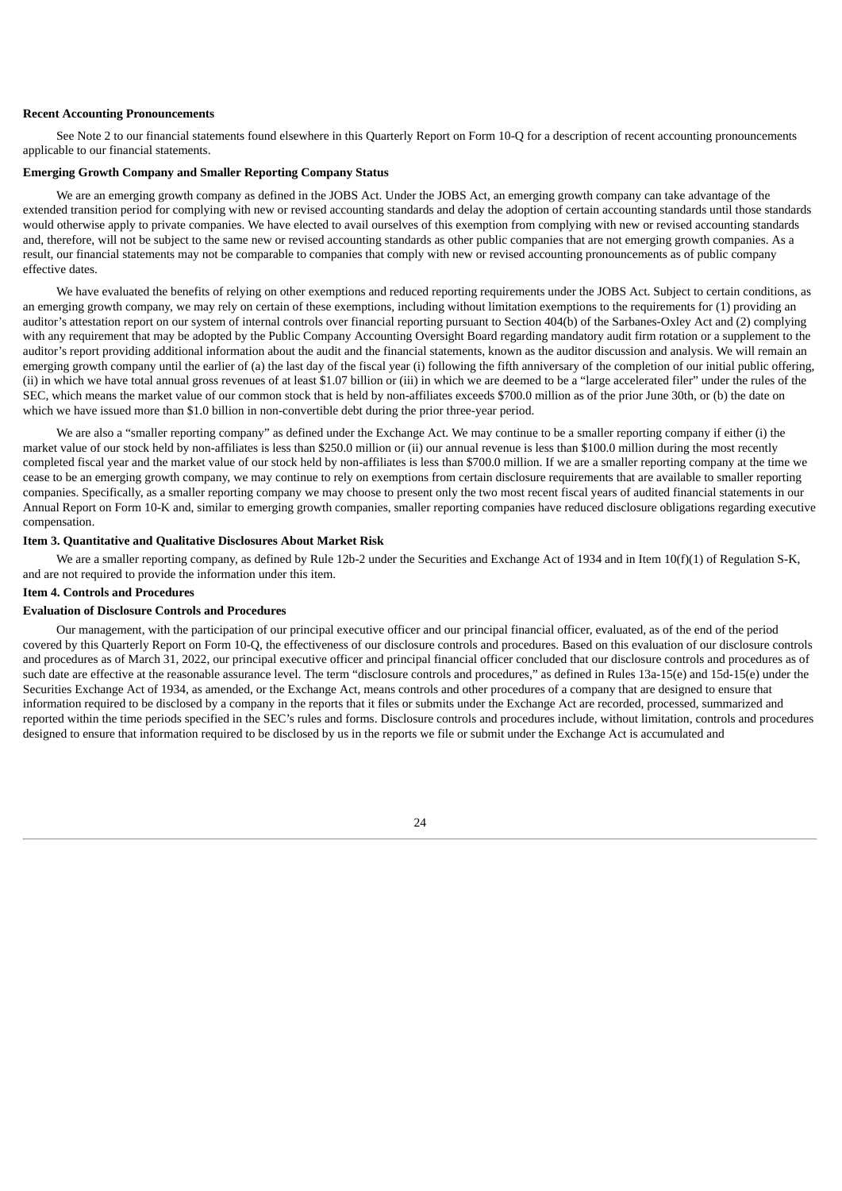**Recent Accounting Pronouncements**

See Note 2 to our financial statements found elsewhere in this Quarterly Report on Form 10-Q for a description of recent accounting pronouncements applicable to our financial statements.

**Emerging Growth Company and Smaller Reporting Company Status**

We are an emerging growth company as defined in the JOBS Act. Under the JOBS Act, an emerging growth company can take advantage of the extended transition period for complying with new or revised accounting standards and delay the adoption of certain accounting standards until those standards would otherwise apply to private companies. We have elected to avail ourselves of this exemption from complying with new or revised accounting standards and, therefore, will not be subject to the same new or revised accounting standards as other public companies that are not emerging growth companies. As a result, our financial statements may not be comparable to companies that comply with new or revised accounting pronouncements as of public company effective dates.

We have evaluated the benefits of relying on other exemptions and reduced reporting requirements under the JOBS Act. Subject to certain conditions, as an emerging growth company, we may rely on certain of these exemptions, including without limitation exemptions to the requirements for (1) providing an auditor's attestation report on our system of internal controls over financial reporting pursuant to Section 404(b) of the Sarbanes-Oxley Act and (2) complying with any requirement that may be adopted by the Public Company Accounting Oversight Board regarding mandatory audit firm rotation or a supplement to the auditor's report providing additional information about the audit and the financial statements, known as the auditor discussion and analysis. We will remain an emerging growth company until the earlier of (a) the last day of the fiscal year (i) following the fifth anniversary of the completion of our initial public offering, (ii) in which we have total annual gross revenues of at least $1.07 billion or (iii) in which we are deemed to be a "large accelerated filer" under the rules of the SEC, which means the market value of our common stock that is held by non-affiliates exceeds $700.0 million as of the prior June 30th, or (b) the date on which we have issued more than $1.0 billion in non-convertible debt during the prior three-year period.

We are also a "smaller reporting company" as defined under the Exchange Act. We may continue to be a smaller reporting company if either (i) the market value of our stock held by non-affiliates is less than $250.0 million or (ii) our annual revenue is less than $100.0 million during the most recently completed fiscal year and the market value of our stock held by non-affiliates is less than $700.0 million. If we are a smaller reporting company at the time we cease to be an emerging growth company, we may continue to rely on exemptions from certain disclosure requirements that are available to smaller reporting companies. Specifically, as a smaller reporting company we may choose to present only the two most recent fiscal years of audited financial statements in our Annual Report on Form 10-K and, similar to emerging growth companies, smaller reporting companies have reduced disclosure obligations regarding executive compensation.

**Item 3. Quantitative and Qualitative Disclosures About Market Risk**

We are a smaller reporting company, as defined by Rule 12b-2 under the Securities and Exchange Act of 1934 and in Item 10(f)(1) of Regulation S-K, and are not required to provide the information under this item.

**Item 4. Controls and Procedures**

**Evaluation of Disclosure Controls and Procedures**

Our management, with the participation of our principal executive officer and our principal financial officer, evaluated, as of the end of the period covered by this Quarterly Report on Form 10-Q, the effectiveness of our disclosure controls and procedures. Based on this evaluation of our disclosure controls and procedures as of March 31, 2022, our principal executive officer and principal financial officer concluded that our disclosure controls and procedures as of such date are effective at the reasonable assurance level. The term "disclosure controls and procedures," as defined in Rules 13a-15(e) and 15d-15(e) under the Securities Exchange Act of 1934, as amended, or the Exchange Act, means controls and other procedures of a company that are designed to ensure that information required to be disclosed by a company in the reports that it files or submits under the Exchange Act are recorded, processed, summarized and reported within the time periods specified in the SEC's rules and forms. Disclosure controls and procedures include, without limitation, controls and procedures designed to ensure that information required to be disclosed by us in the reports we file or submit under the Exchange Act is accumulated and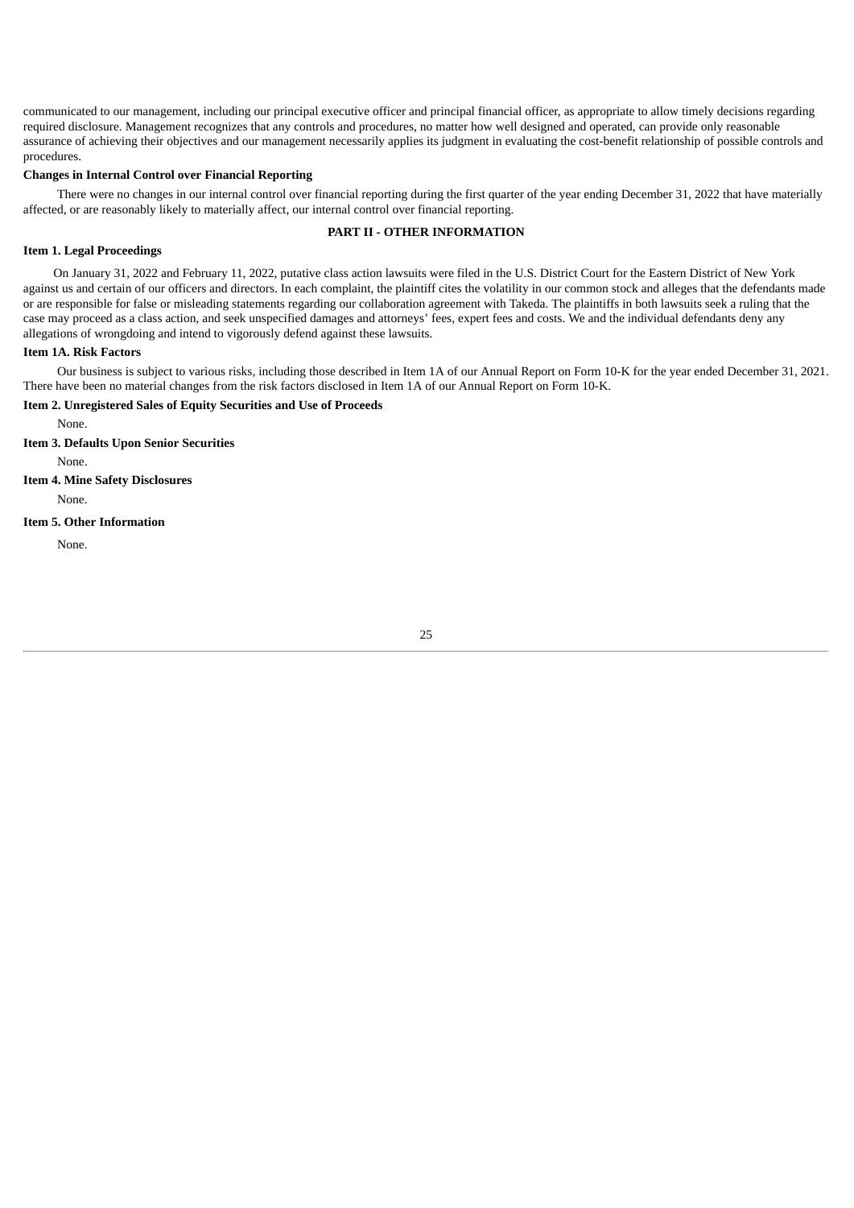communicated to our management, including our principal executive officer and principal financial officer, as appropriate to allow timely decisions regarding required disclosure. Management recognizes that any controls and procedures, no matter how well designed and operated, can provide only reasonable assurance of achieving their objectives and our management necessarily applies its judgment in evaluating the cost-benefit relationship of possible controls and procedures.

**Changes in Internal Control over Financial Reporting**

There were no changes in our internal control over financial reporting during the first quarter of the year ending December 31, 2022 that have materially affected, or are reasonably likely to materially affect, our internal control over financial reporting.

## PART II - OTHER INFORMATION

**Item 1. Legal Proceedings**

On January 31, 2022 and February 11, 2022, putative class action lawsuits were filed in the U.S. District Court for the Eastern District of New York against us and certain of our officers and directors. In each complaint, the plaintiff cites the volatility in our common stock and alleges that the defendants made or are responsible for false or misleading statements regarding our collaboration agreement with Takeda. The plaintiffs in both lawsuits seek a ruling that the case may proceed as a class action, and seek unspecified damages and attorneys' fees, expert fees and costs. We and the individual defendants deny any allegations of wrongdoing and intend to vigorously defend against these lawsuits.

**Item 1A. Risk Factors**

Our business is subject to various risks, including those described in Item 1A of our Annual Report on Form 10-K for the year ended December 31, 2021. There have been no material changes from the risk factors disclosed in Item 1A of our Annual Report on Form 10-K.

**Item 2. Unregistered Sales of Equity Securities and Use of Proceeds**

None.

**Item 3. Defaults Upon Senior Securities**

None.

**Item 4. Mine Safety Disclosures**

None.

**Item 5. Other Information**

None.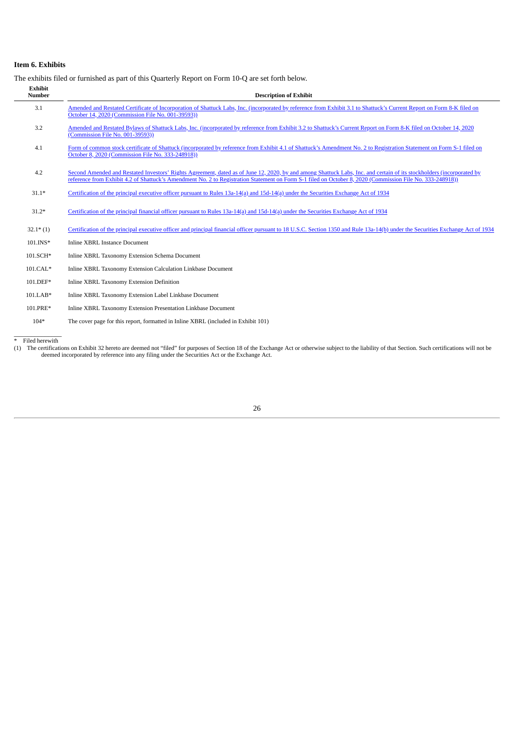## Item 6. Exhibits

The exhibits filed or furnished as part of this Quarterly Report on Form 10-Q are set forth below.

| Exhibit Number | Description of Exhibit |
|---|---|
| 3.1 | Amended and Restated Certificate of Incorporation of Shattuck Labs, Inc. (incorporated by reference from Exhibit 3.1 to Shattuck's Current Report on Form 8-K filed on October 14, 2020 (Commission File No. 001-39593)) |
| 3.2 | Amended and Restated Bylaws of Shattuck Labs, Inc. (incorporated by reference from Exhibit 3.2 to Shattuck's Current Report on Form 8-K filed on October 14, 2020 (Commission File No. 001-39593)) |
| 4.1 | Form of common stock certificate of Shattuck (incorporated by reference from Exhibit 4.1 of Shattuck's Amendment No. 2 to Registration Statement on Form S-1 filed on October 8, 2020 (Commission File No. 333-248918)) |
| 4.2 | Second Amended and Restated Investors' Rights Agreement, dated as of June 12, 2020, by and among Shattuck Labs, Inc. and certain of its stockholders (incorporated by reference from Exhibit 4.2 of Shattuck's Amendment No. 2 to Registration Statement on Form S-1 filed on October 8, 2020 (Commission File No. 333-248918)) |
| 31.1* | Certification of the principal executive officer pursuant to Rules 13a-14(a) and 15d-14(a) under the Securities Exchange Act of 1934 |
| 31.2* | Certification of the principal financial officer pursuant to Rules 13a-14(a) and 15d-14(a) under the Securities Exchange Act of 1934 |
| 32.1* (1) | Certification of the principal executive officer and principal financial officer pursuant to 18 U.S.C. Section 1350 and Rule 13a-14(b) under the Securities Exchange Act of 1934 |
| 101.INS* | Inline XBRL Instance Document |
| 101.SCH* | Inline XBRL Taxonomy Extension Schema Document |
| 101.CAL* | Inline XBRL Taxonomy Extension Calculation Linkbase Document |
| 101.DEF* | Inline XBRL Taxonomy Extension Definition |
| 101.LAB* | Inline XBRL Taxonomy Extension Label Linkbase Document |
| 101.PRE* | Inline XBRL Taxonomy Extension Presentation Linkbase Document |
| 104* | The cover page for this report, formatted in Inline XBRL (included in Exhibit 101) |

\* Filed herewith

(1) The certifications on Exhibit 32 hereto are deemed not "filed" for purposes of Section 18 of the Exchange Act or otherwise subject to the liability of that Section. Such certifications will not be deemed incorporated by reference into any filing under the Securities Act or the Exchange Act.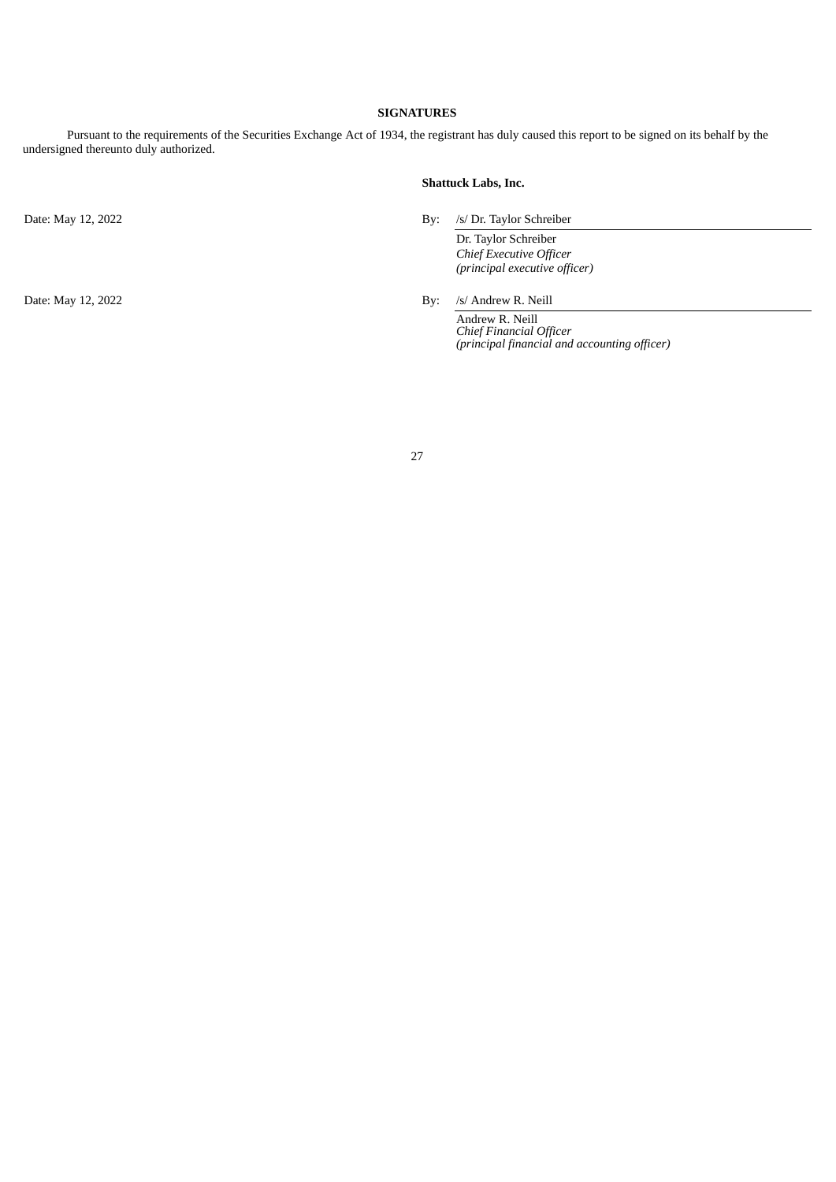## SIGNATURES

Pursuant to the requirements of the Securities Exchange Act of 1934, the registrant has duly caused this report to be signed on its behalf by the undersigned thereunto duly authorized.

**Shattuck Labs, Inc.**

| | |
|---|---|
| Date: May 12, 2022 | By: /s/ Dr. Taylor Schreiber<br>Dr. Taylor Schreiber<br>*Chief Executive Officer*<br>*(principal executive officer)* |
| Date: May 12, 2022 | By: /s/ Andrew R. Neill<br>Andrew R. Neill<br>*Chief Financial Officer*<br>*(principal financial and accounting officer)* |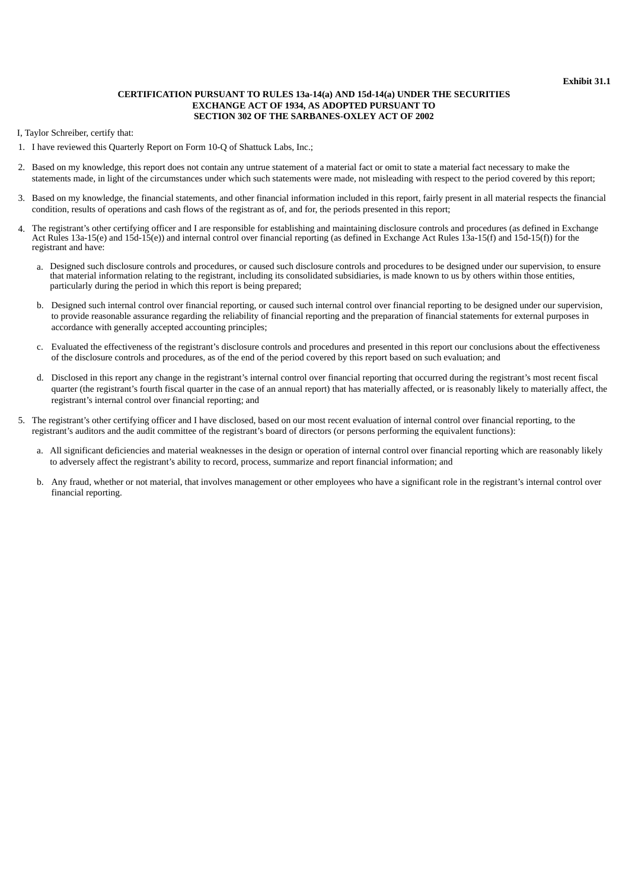**Exhibit 31.1**

**CERTIFICATION PURSUANT TO RULES 13a-14(a) AND 15d-14(a) UNDER THE SECURITIES EXCHANGE ACT OF 1934, AS ADOPTED PURSUANT TO SECTION 302 OF THE SARBANES-OXLEY ACT OF 2002**

I, Taylor Schreiber, certify that:

1. I have reviewed this Quarterly Report on Form 10-Q of Shattuck Labs, Inc.;
2. Based on my knowledge, this report does not contain any untrue statement of a material fact or omit to state a material fact necessary to make the statements made, in light of the circumstances under which such statements were made, not misleading with respect to the period covered by this report;
3. Based on my knowledge, the financial statements, and other financial information included in this report, fairly present in all material respects the financial condition, results of operations and cash flows of the registrant as of, and for, the periods presented in this report;
4. The registrant's other certifying officer and I are responsible for establishing and maintaining disclosure controls and procedures (as defined in Exchange Act Rules 13a-15(e) and 15d-15(e)) and internal control over financial reporting (as defined in Exchange Act Rules 13a-15(f) and 15d-15(f)) for the registrant and have:
   a. Designed such disclosure controls and procedures, or caused such disclosure controls and procedures to be designed under our supervision, to ensure that material information relating to the registrant, including its consolidated subsidiaries, is made known to us by others within those entities, particularly during the period in which this report is being prepared;
   b. Designed such internal control over financial reporting, or caused such internal control over financial reporting to be designed under our supervision, to provide reasonable assurance regarding the reliability of financial reporting and the preparation of financial statements for external purposes in accordance with generally accepted accounting principles;
   c. Evaluated the effectiveness of the registrant's disclosure controls and procedures and presented in this report our conclusions about the effectiveness of the disclosure controls and procedures, as of the end of the period covered by this report based on such evaluation; and
   d. Disclosed in this report any change in the registrant's internal control over financial reporting that occurred during the registrant's most recent fiscal quarter (the registrant's fourth fiscal quarter in the case of an annual report) that has materially affected, or is reasonably likely to materially affect, the registrant's internal control over financial reporting; and
5. The registrant's other certifying officer and I have disclosed, based on our most recent evaluation of internal control over financial reporting, to the registrant's auditors and the audit committee of the registrant's board of directors (or persons performing the equivalent functions):
   a. All significant deficiencies and material weaknesses in the design or operation of internal control over financial reporting which are reasonably likely to adversely affect the registrant's ability to record, process, summarize and report financial information; and
   b. Any fraud, whether or not material, that involves management or other employees who have a significant role in the registrant's internal control over financial reporting.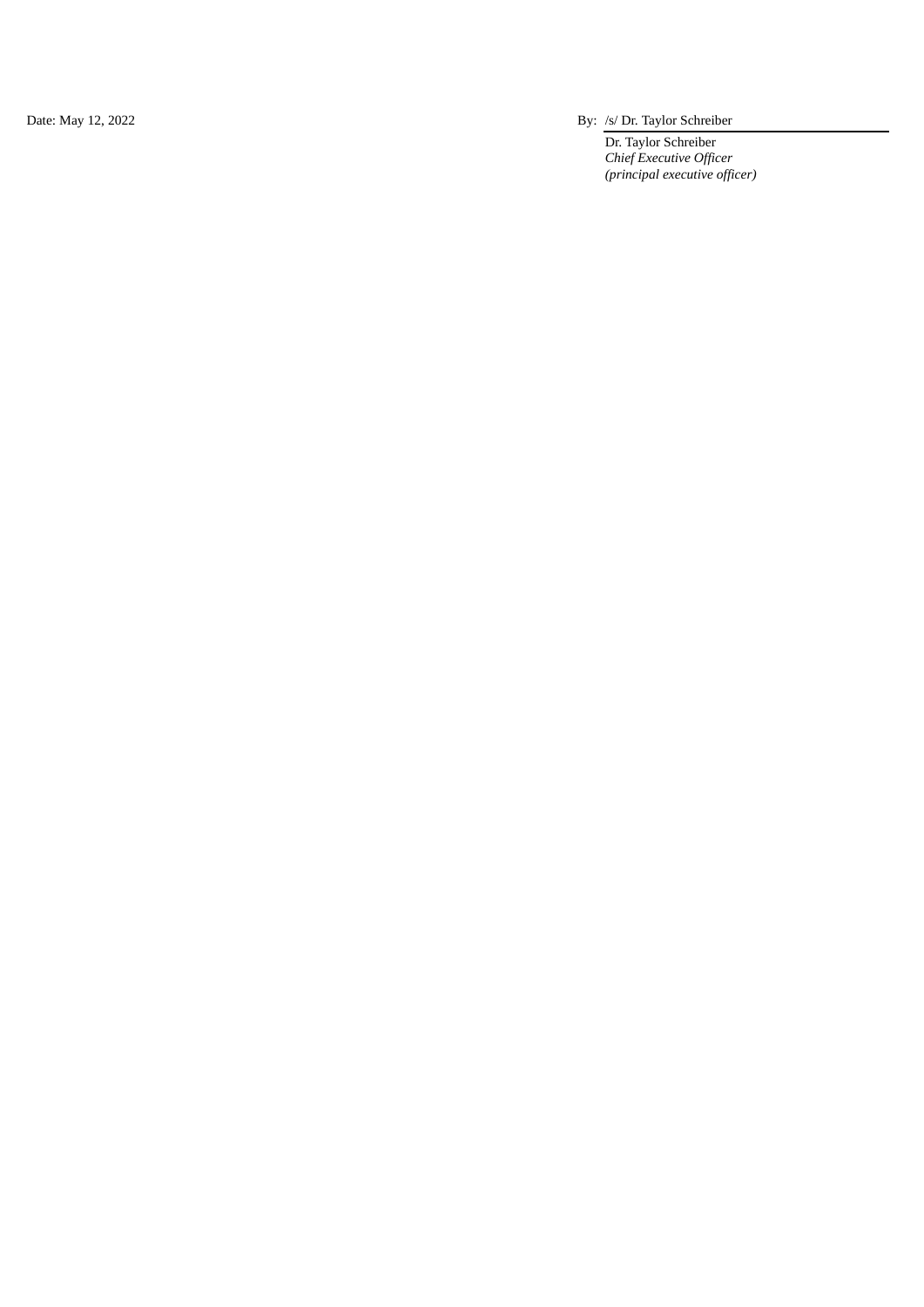| Date: May 12, 2022 | By: /s/ Dr. Taylor Schreiber |
|---|---|
| | Dr. Taylor Schreiber |
| | *Chief Executive Officer* |
| | *(principal executive officer)* |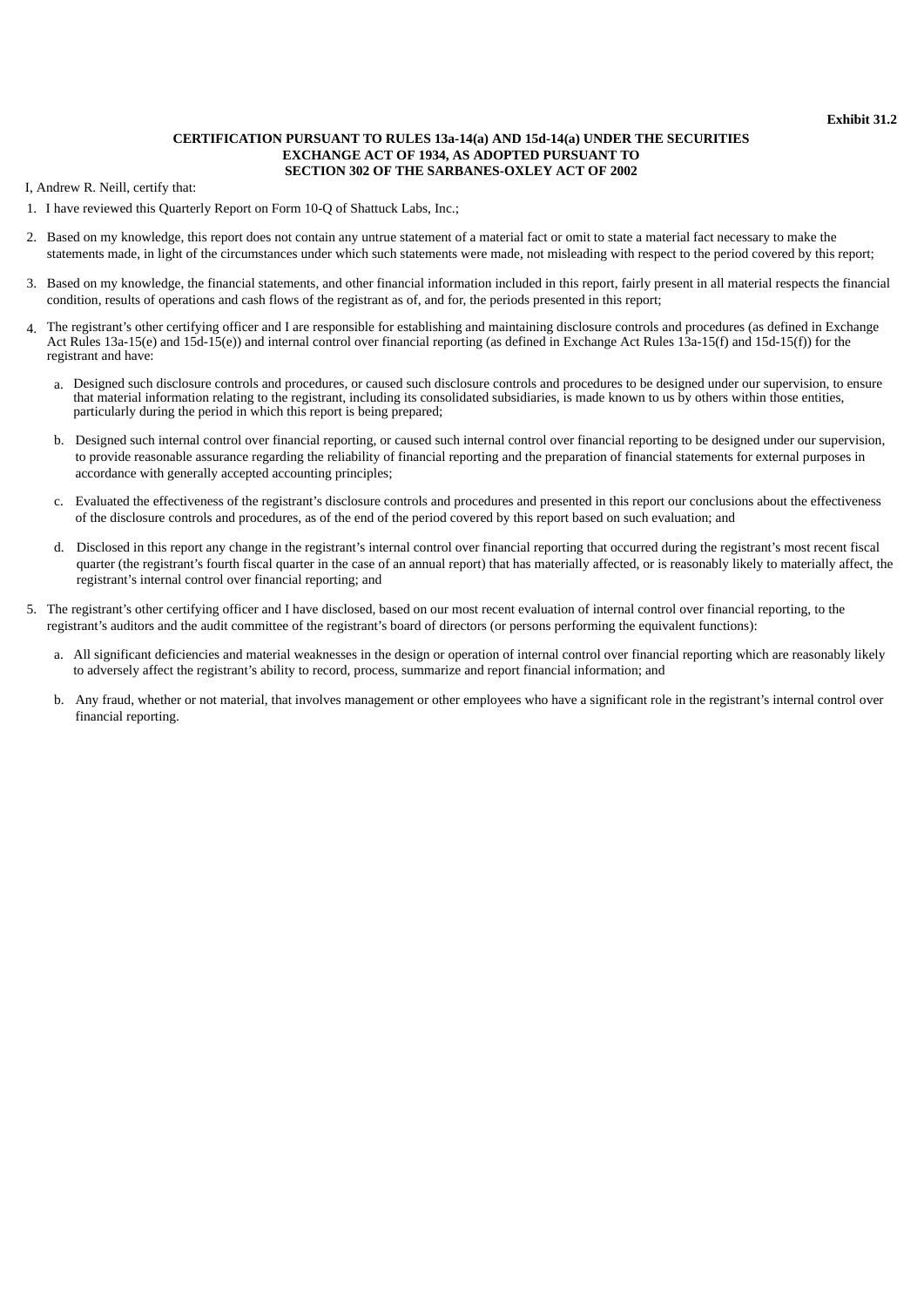**Exhibit 31.2**

**CERTIFICATION PURSUANT TO RULES 13a-14(a) AND 15d-14(a) UNDER THE SECURITIES EXCHANGE ACT OF 1934, AS ADOPTED PURSUANT TO SECTION 302 OF THE SARBANES-OXLEY ACT OF 2002**

I, Andrew R. Neill, certify that:

1. I have reviewed this Quarterly Report on Form 10-Q of Shattuck Labs, Inc.;
2. Based on my knowledge, this report does not contain any untrue statement of a material fact or omit to state a material fact necessary to make the statements made, in light of the circumstances under which such statements were made, not misleading with respect to the period covered by this report;
3. Based on my knowledge, the financial statements, and other financial information included in this report, fairly present in all material respects the financial condition, results of operations and cash flows of the registrant as of, and for, the periods presented in this report;
4. The registrant's other certifying officer and I are responsible for establishing and maintaining disclosure controls and procedures (as defined in Exchange Act Rules 13a-15(e) and 15d-15(e)) and internal control over financial reporting (as defined in Exchange Act Rules 13a-15(f) and 15d-15(f)) for the registrant and have:
   a. Designed such disclosure controls and procedures, or caused such disclosure controls and procedures to be designed under our supervision, to ensure that material information relating to the registrant, including its consolidated subsidiaries, is made known to us by others within those entities, particularly during the period in which this report is being prepared;
   b. Designed such internal control over financial reporting, or caused such internal control over financial reporting to be designed under our supervision, to provide reasonable assurance regarding the reliability of financial reporting and the preparation of financial statements for external purposes in accordance with generally accepted accounting principles;
   c. Evaluated the effectiveness of the registrant's disclosure controls and procedures and presented in this report our conclusions about the effectiveness of the disclosure controls and procedures, as of the end of the period covered by this report based on such evaluation; and
   d. Disclosed in this report any change in the registrant's internal control over financial reporting that occurred during the registrant's most recent fiscal quarter (the registrant's fourth fiscal quarter in the case of an annual report) that has materially affected, or is reasonably likely to materially affect, the registrant's internal control over financial reporting; and
5. The registrant's other certifying officer and I have disclosed, based on our most recent evaluation of internal control over financial reporting, to the registrant's auditors and the audit committee of the registrant's board of directors (or persons performing the equivalent functions):
   a. All significant deficiencies and material weaknesses in the design or operation of internal control over financial reporting which are reasonably likely to adversely affect the registrant's ability to record, process, summarize and report financial information; and
   b. Any fraud, whether or not material, that involves management or other employees who have a significant role in the registrant's internal control over financial reporting.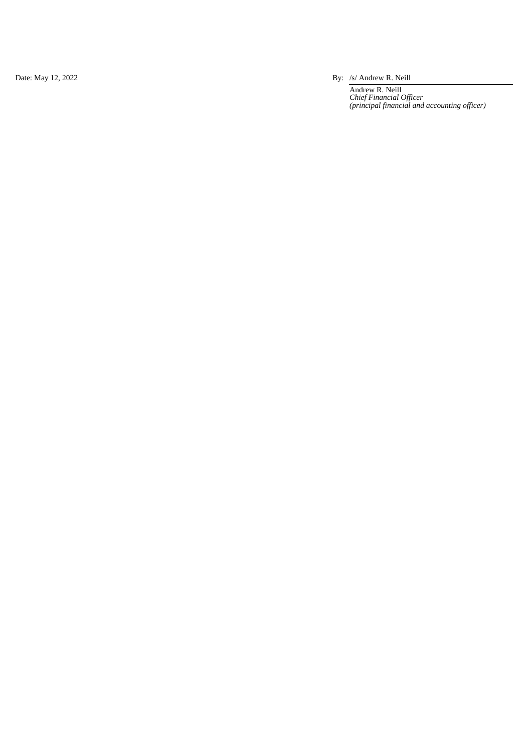Date: May 12, 2022

By: /s/ Andrew R. Neill

Andrew R. Neill
*Chief Financial Officer*
*(principal financial and accounting officer)*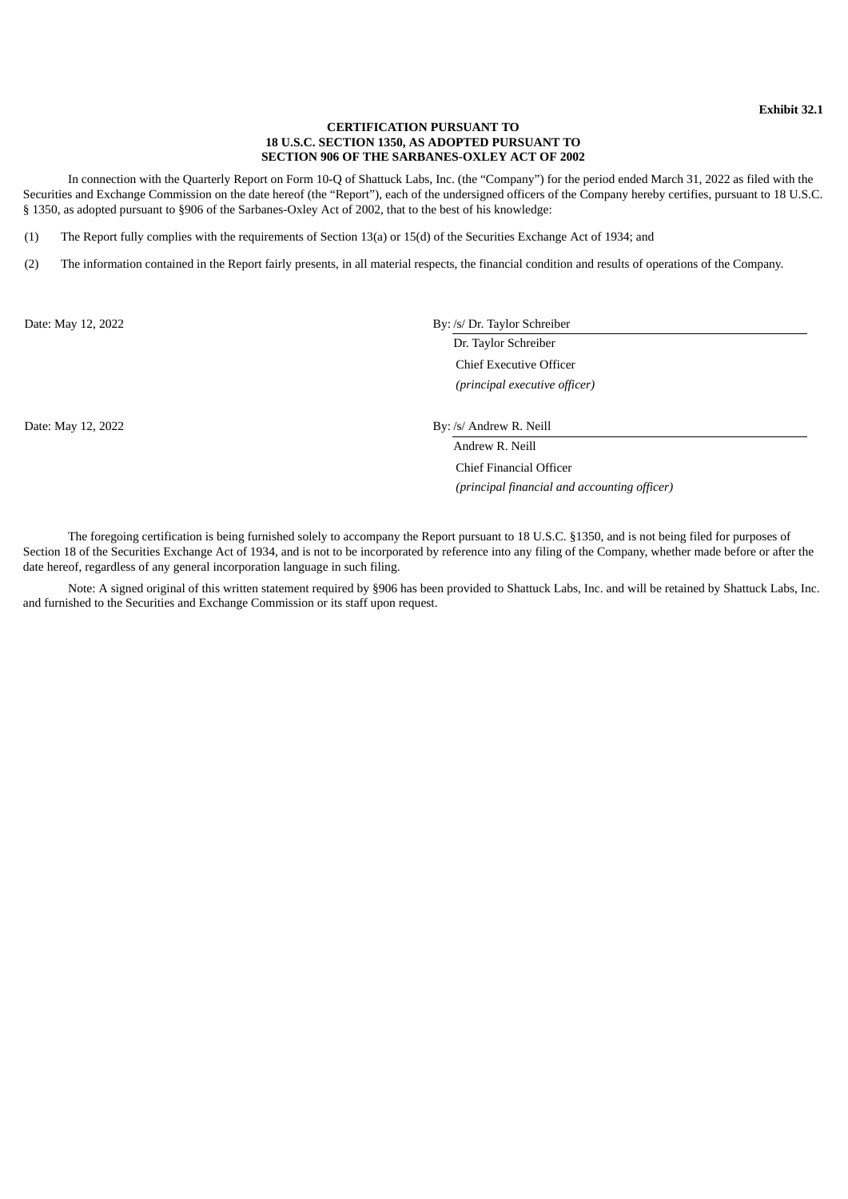**Exhibit 32.1**

**CERTIFICATION PURSUANT TO**
**18 U.S.C. SECTION 1350, AS ADOPTED PURSUANT TO**
**SECTION 906 OF THE SARBANES-OXLEY ACT OF 2002**

In connection with the Quarterly Report on Form 10-Q of Shattuck Labs, Inc. (the "Company") for the period ended March 31, 2022 as filed with the Securities and Exchange Commission on the date hereof (the "Report"), each of the undersigned officers of the Company hereby certifies, pursuant to 18 U.S.C. § 1350, as adopted pursuant to §906 of the Sarbanes-Oxley Act of 2002, that to the best of his knowledge:

(1) The Report fully complies with the requirements of Section 13(a) or 15(d) of the Securities Exchange Act of 1934; and

(2) The information contained in the Report fairly presents, in all material respects, the financial condition and results of operations of the Company.

Date: May 12, 2022

By: /s/ Dr. Taylor Schreiber
Dr. Taylor Schreiber
Chief Executive Officer
*(principal executive officer)*

Date: May 12, 2022

By: /s/ Andrew R. Neill
Andrew R. Neill
Chief Financial Officer
*(principal financial and accounting officer)*

The foregoing certification is being furnished solely to accompany the Report pursuant to 18 U.S.C. §1350, and is not being filed for purposes of Section 18 of the Securities Exchange Act of 1934, and is not to be incorporated by reference into any filing of the Company, whether made before or after the date hereof, regardless of any general incorporation language in such filing.

Note: A signed original of this written statement required by §906 has been provided to Shattuck Labs, Inc. and will be retained by Shattuck Labs, Inc. and furnished to the Securities and Exchange Commission or its staff upon request.